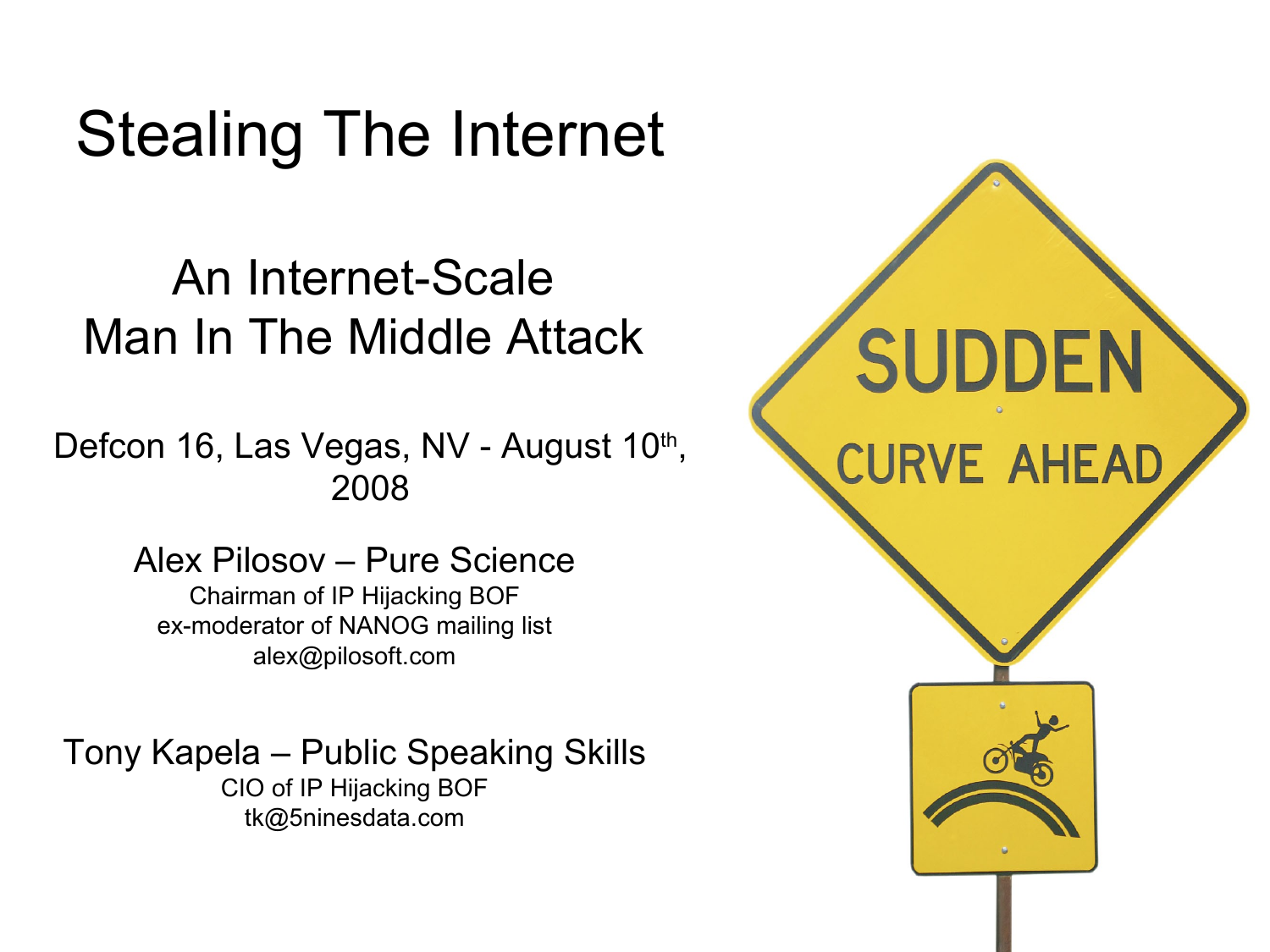# Stealing The Internet

## An Internet-Scale Man In The Middle Attack

Defcon 16, Las Vegas, NV - August 10th, 2008

Alex Pilosov – Pure Science
Chairman of IP Hijacking BOF
ex-moderator of NANOG mailing list
alex@pilosoft.com

Tony Kapela – Public Speaking Skills
CIO of IP Hijacking BOF
tk@5ninesdata.com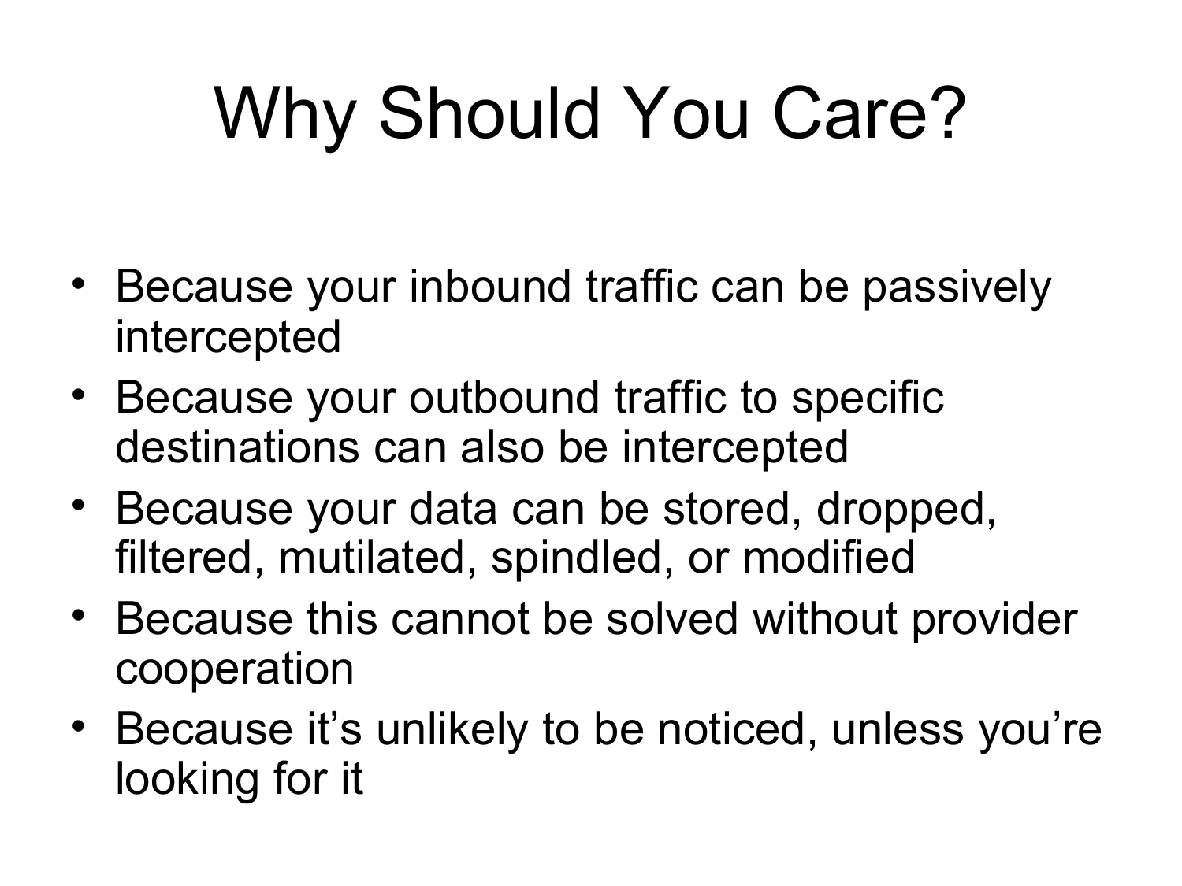# Why Should You Care?

- Because your inbound traffic can be passively intercepted
- Because your outbound traffic to specific destinations can also be intercepted
- Because your data can be stored, dropped, filtered, mutilated, spindled, or modified
- Because this cannot be solved without provider cooperation
- Because it's unlikely to be noticed, unless you're looking for it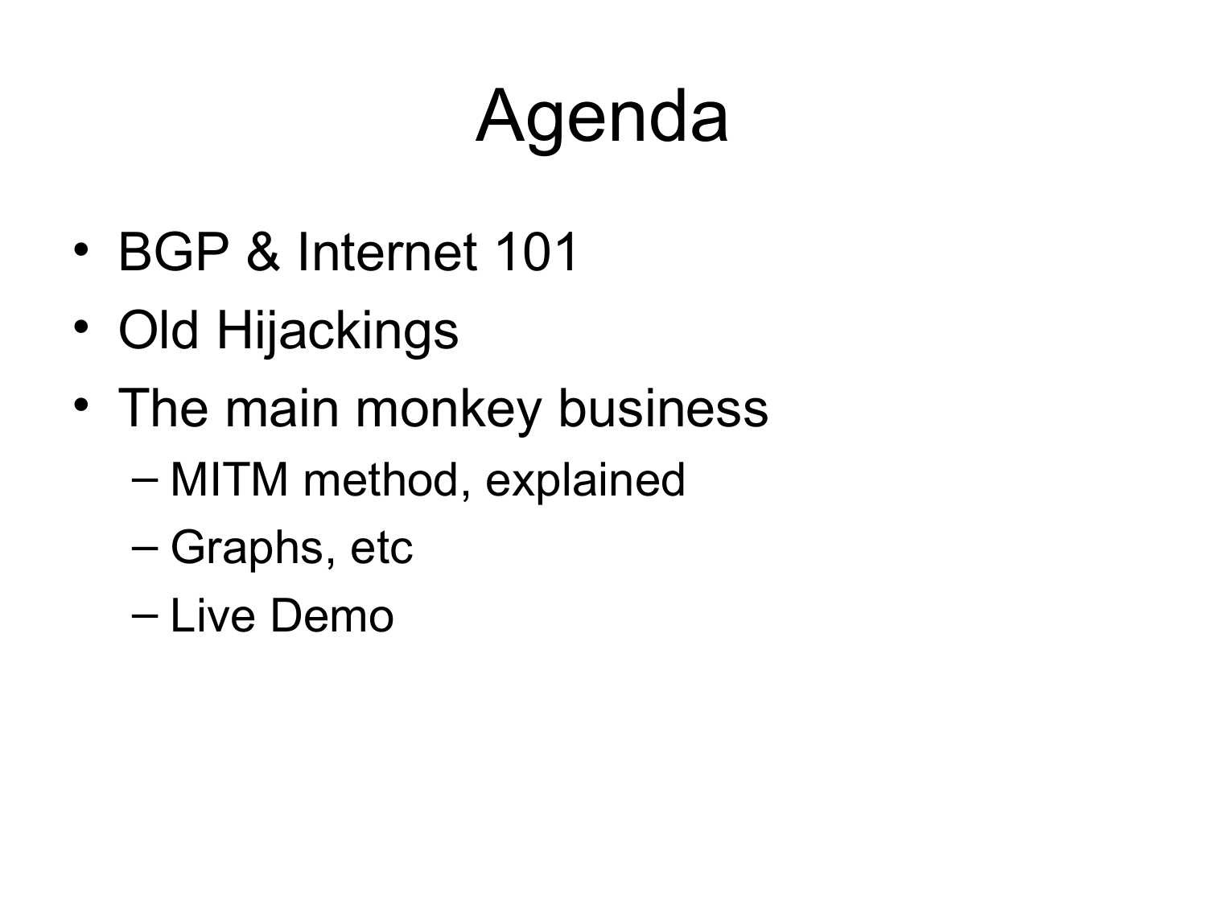# Agenda

- BGP & Internet 101
- Old Hijackings
- The main monkey business
  - MITM method, explained
  - Graphs, etc
  - Live Demo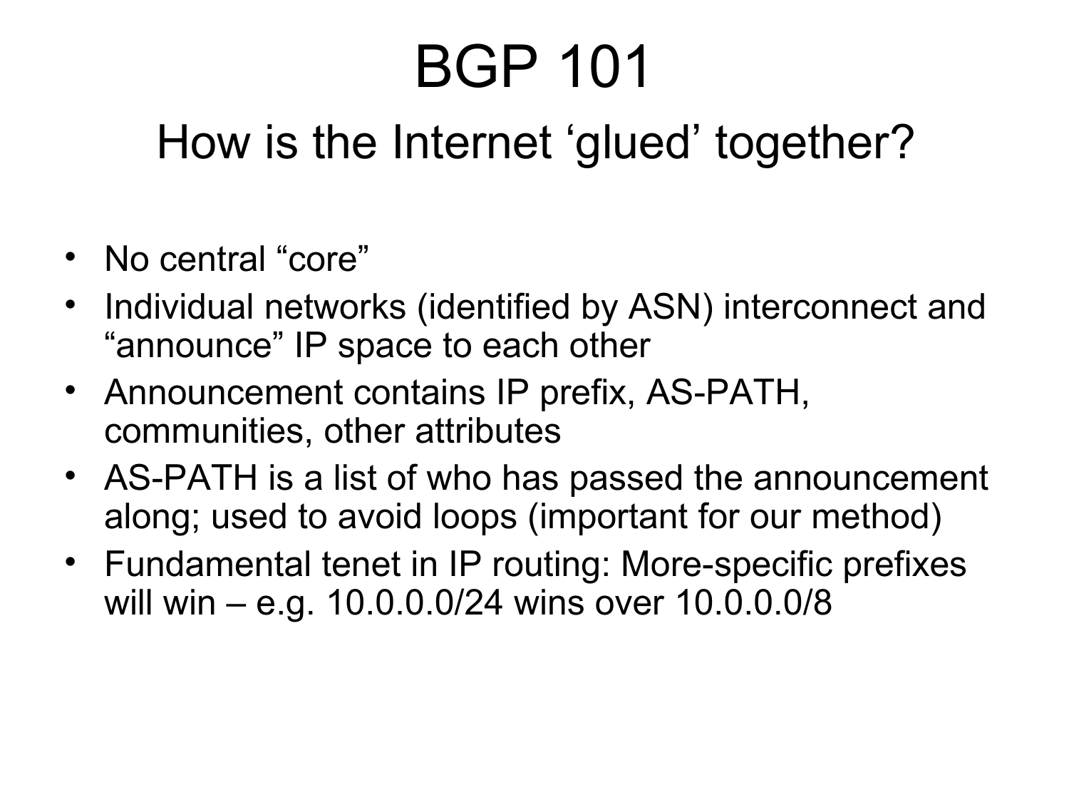# BGP 101

## How is the Internet 'glued' together?

- No central "core"
- Individual networks (identified by ASN) interconnect and "announce" IP space to each other
- Announcement contains IP prefix, AS-PATH, communities, other attributes
- AS-PATH is a list of who has passed the announcement along; used to avoid loops (important for our method)
- Fundamental tenet in IP routing: More-specific prefixes will win – e.g. 10.0.0.0/24 wins over 10.0.0.0/8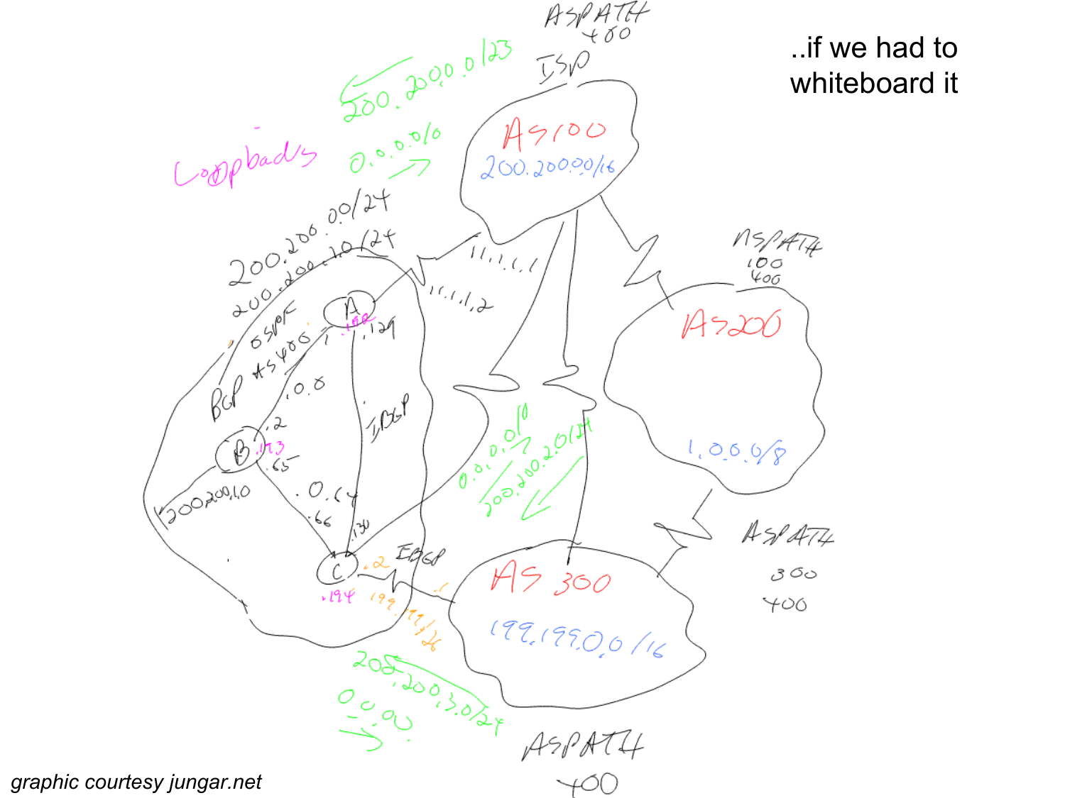..if we had to whiteboard it

*graphic courtesy jungar.net*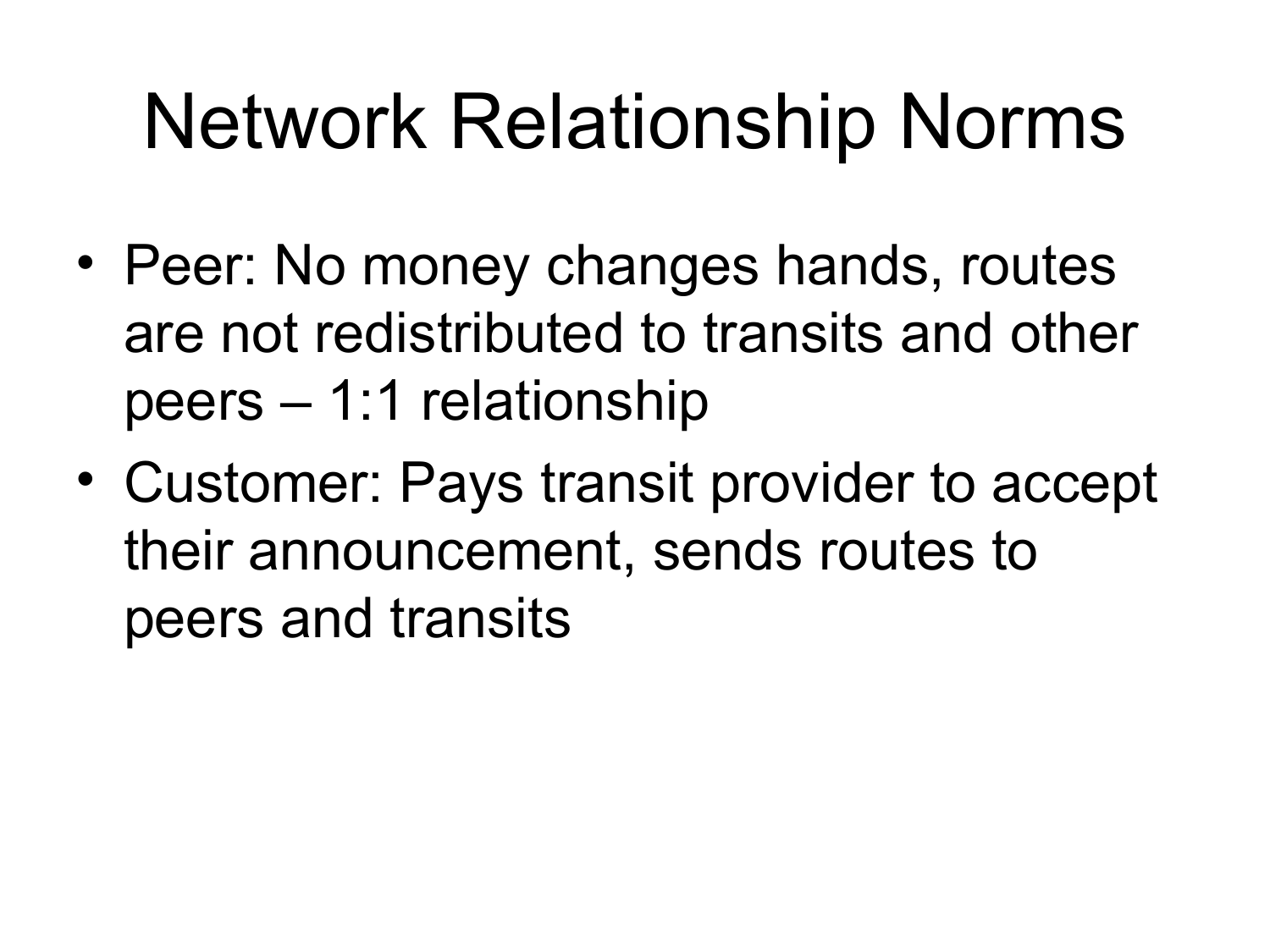# Network Relationship Norms

- Peer: No money changes hands, routes are not redistributed to transits and other peers – 1:1 relationship
- Customer: Pays transit provider to accept their announcement, sends routes to peers and transits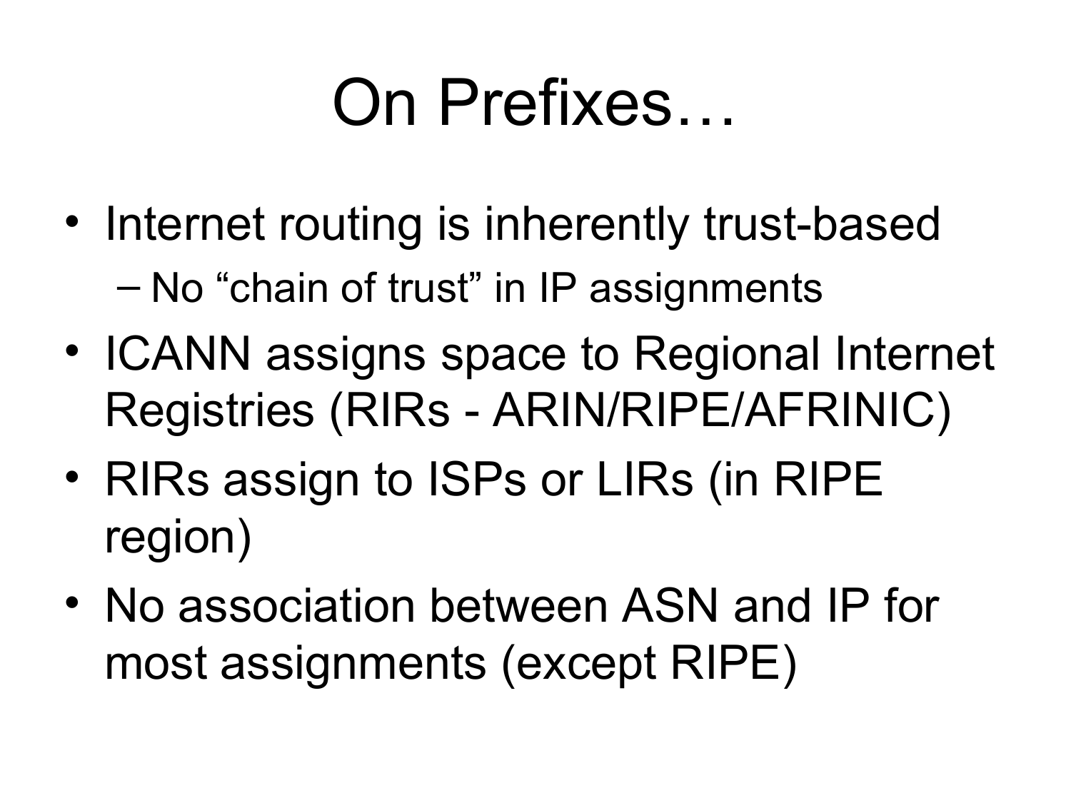# On Prefixes…

- Internet routing is inherently trust-based
  - No "chain of trust" in IP assignments
- ICANN assigns space to Regional Internet Registries (RIRs - ARIN/RIPE/AFRINIC)
- RIRs assign to ISPs or LIRs (in RIPE region)
- No association between ASN and IP for most assignments (except RIPE)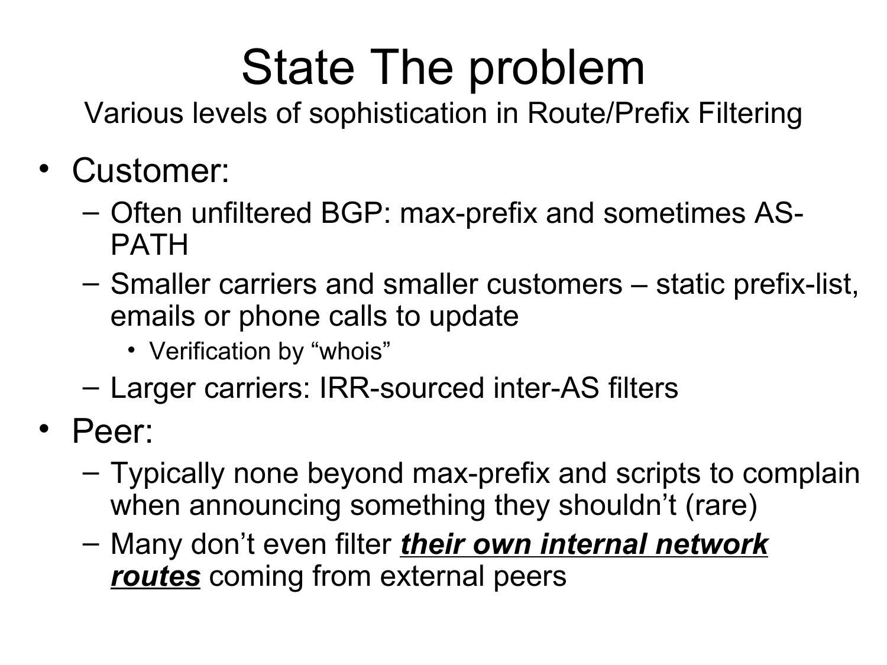# State The problem

Various levels of sophistication in Route/Prefix Filtering

- Customer:
  - Often unfiltered BGP: max-prefix and sometimes AS-PATH
  - Smaller carriers and smaller customers – static prefix-list, emails or phone calls to update
    - Verification by "whois"
  - Larger carriers: IRR-sourced inter-AS filters
- Peer:
  - Typically none beyond max-prefix and scripts to complain when announcing something they shouldn't (rare)
  - Many don't even filter ***their own internal network routes*** coming from external peers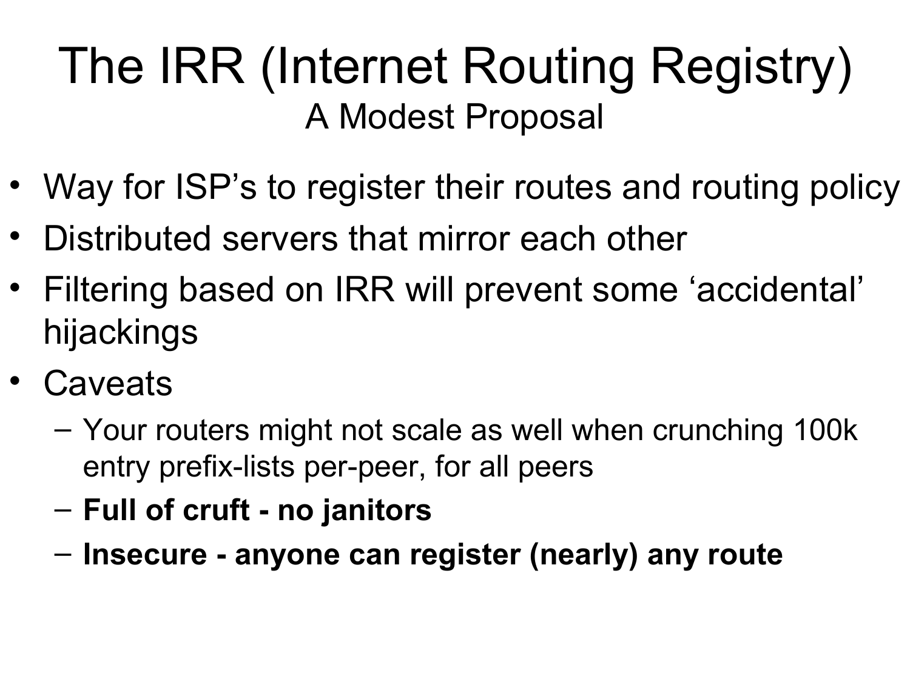# The IRR (Internet Routing Registry)

## A Modest Proposal

- Way for ISP's to register their routes and routing policy
- Distributed servers that mirror each other
- Filtering based on IRR will prevent some 'accidental' hijackings
- Caveats
  - Your routers might not scale as well when crunching 100k entry prefix-lists per-peer, for all peers
  - **Full of cruft - no janitors**
  - **Insecure - anyone can register (nearly) any route**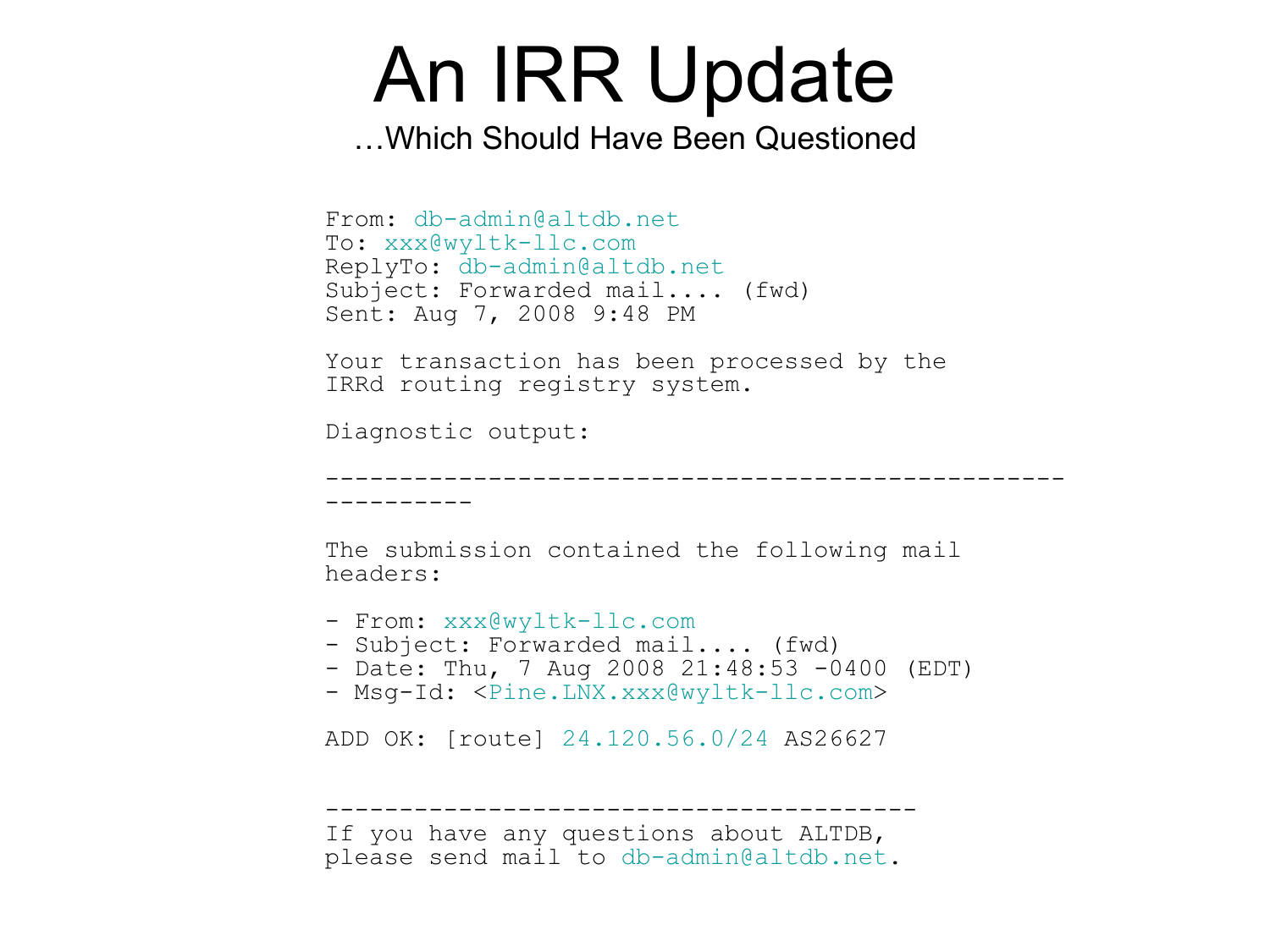# An IRR Update

…Which Should Have Been Questioned

```
From: db-admin@altdb.net
To: xxx@wyltk-llc.com
ReplyTo: db-admin@altdb.net
Subject: Forwarded mail.... (fwd)
Sent: Aug 7, 2008 9:48 PM

Your transaction has been processed by the
IRRd routing registry system.

Diagnostic output:

--------------------------------------------------
----------

The submission contained the following mail
headers:

- From: xxx@wyltk-llc.com
- Subject: Forwarded mail.... (fwd)
- Date: Thu, 7 Aug 2008 21:48:53 -0400 (EDT)
- Msg-Id: <Pine.LNX.xxx@wyltk-llc.com>

ADD OK: [route] 24.120.56.0/24 AS26627


----------------------------------------
If you have any questions about ALTDB,
please send mail to db-admin@altdb.net.
```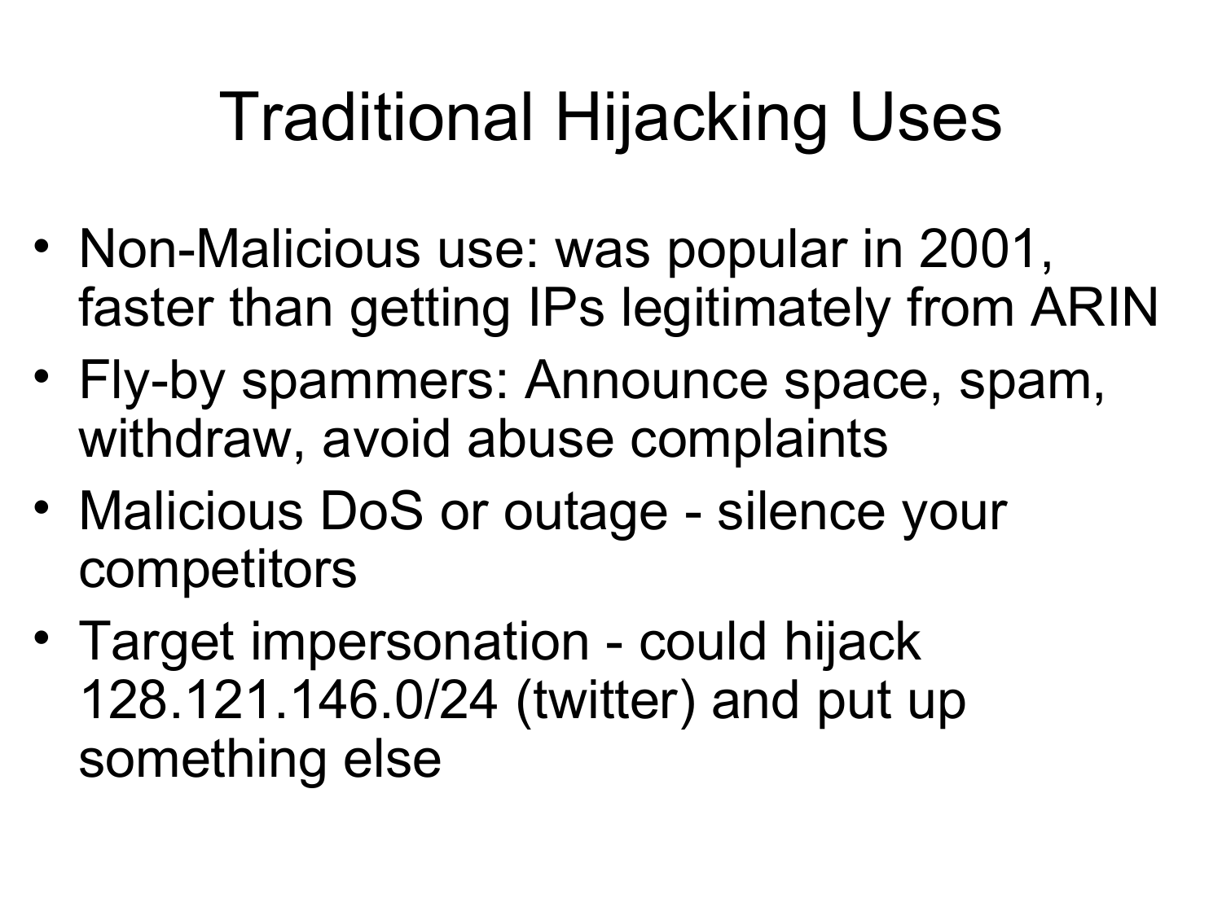# Traditional Hijacking Uses

- Non-Malicious use: was popular in 2001, faster than getting IPs legitimately from ARIN
- Fly-by spammers: Announce space, spam, withdraw, avoid abuse complaints
- Malicious DoS or outage - silence your competitors
- Target impersonation - could hijack 128.121.146.0/24 (twitter) and put up something else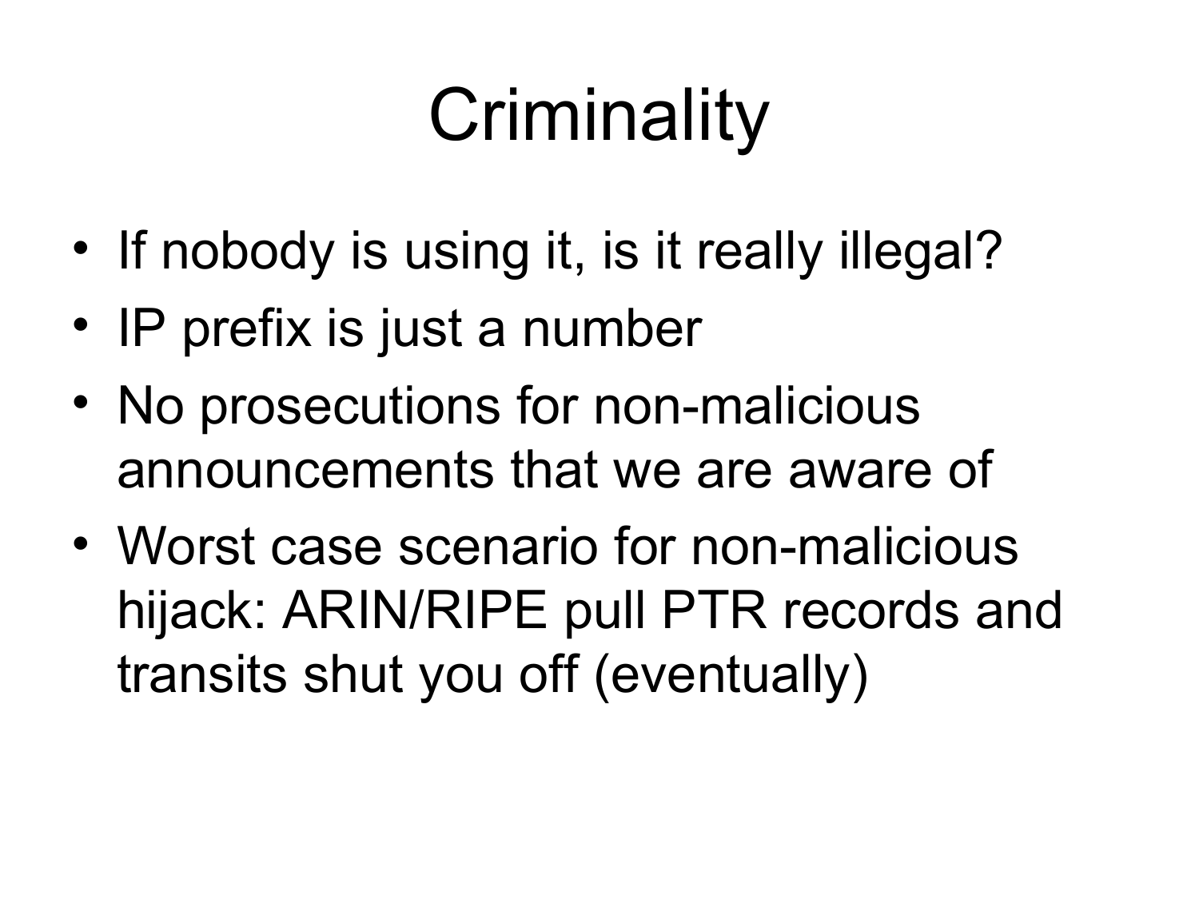# Criminality

- If nobody is using it, is it really illegal?
- IP prefix is just a number
- No prosecutions for non-malicious announcements that we are aware of
- Worst case scenario for non-malicious hijack: ARIN/RIPE pull PTR records and transits shut you off (eventually)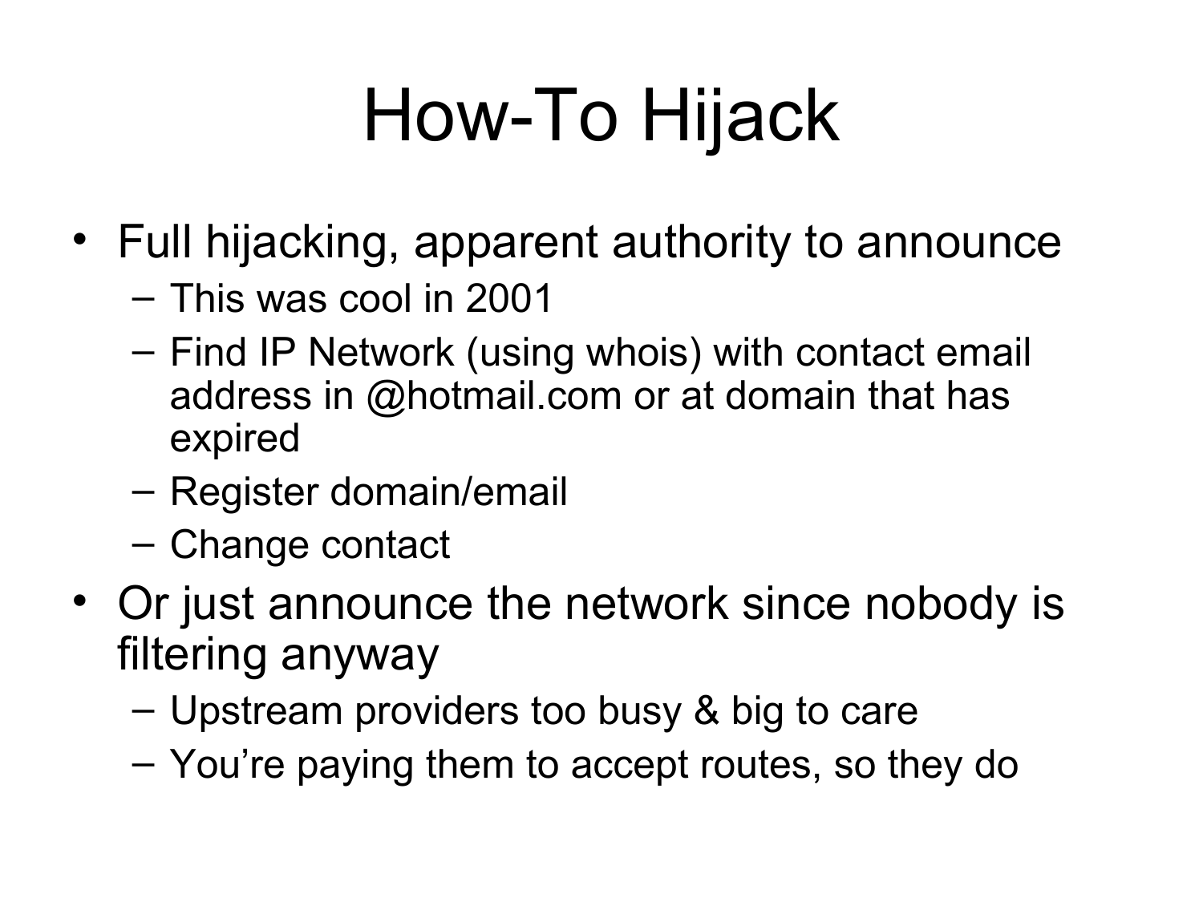# How-To Hijack

- Full hijacking, apparent authority to announce
  - This was cool in 2001
  - Find IP Network (using whois) with contact email address in @hotmail.com or at domain that has expired
  - Register domain/email
  - Change contact
- Or just announce the network since nobody is filtering anyway
  - Upstream providers too busy & big to care
  - You're paying them to accept routes, so they do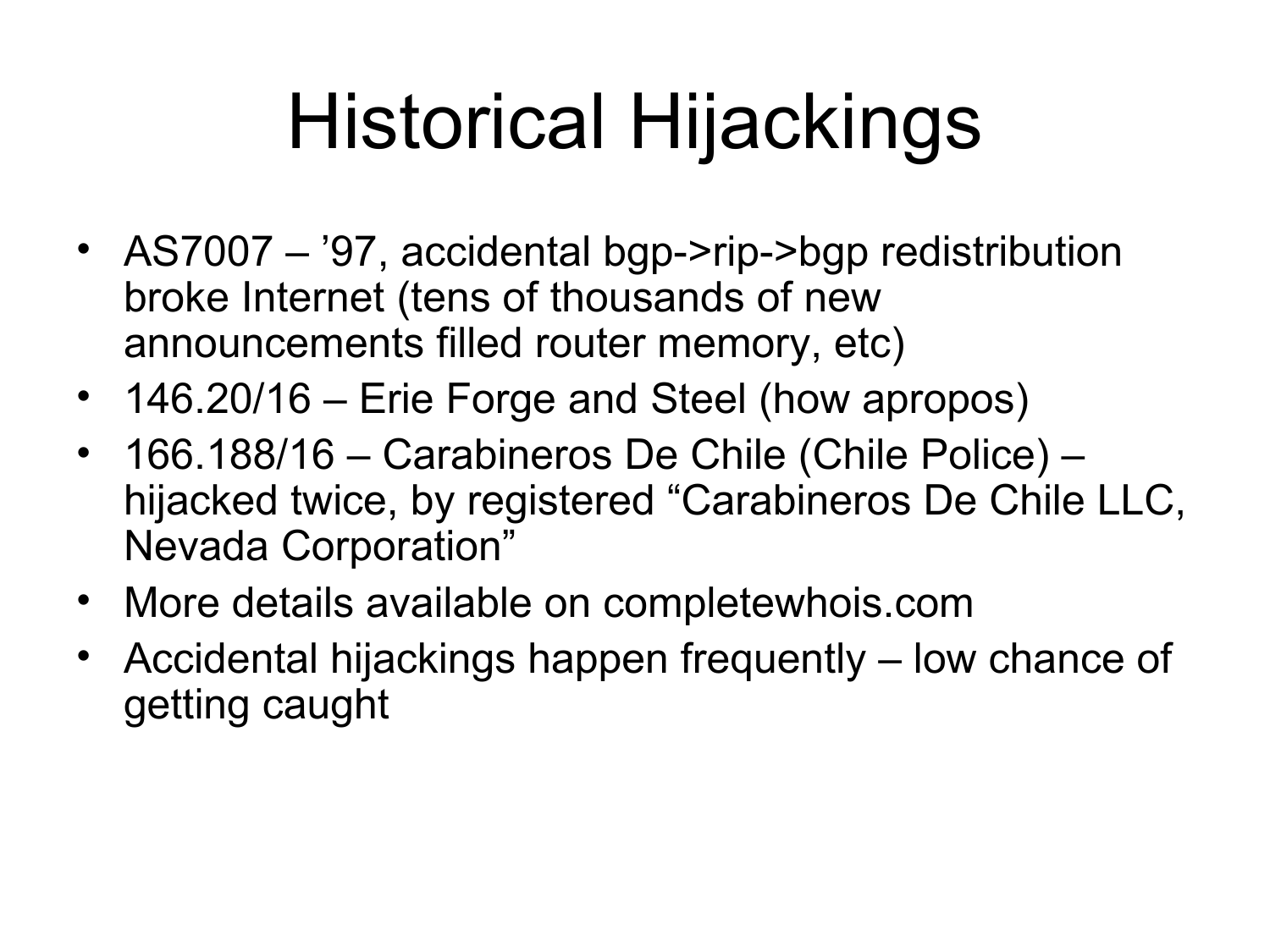# Historical Hijackings

- AS7007 – '97, accidental bgp->rip->bgp redistribution broke Internet (tens of thousands of new announcements filled router memory, etc)
- 146.20/16 – Erie Forge and Steel (how apropos)
- 166.188/16 – Carabineros De Chile (Chile Police) – hijacked twice, by registered "Carabineros De Chile LLC, Nevada Corporation"
- More details available on completewhois.com
- Accidental hijackings happen frequently – low chance of getting caught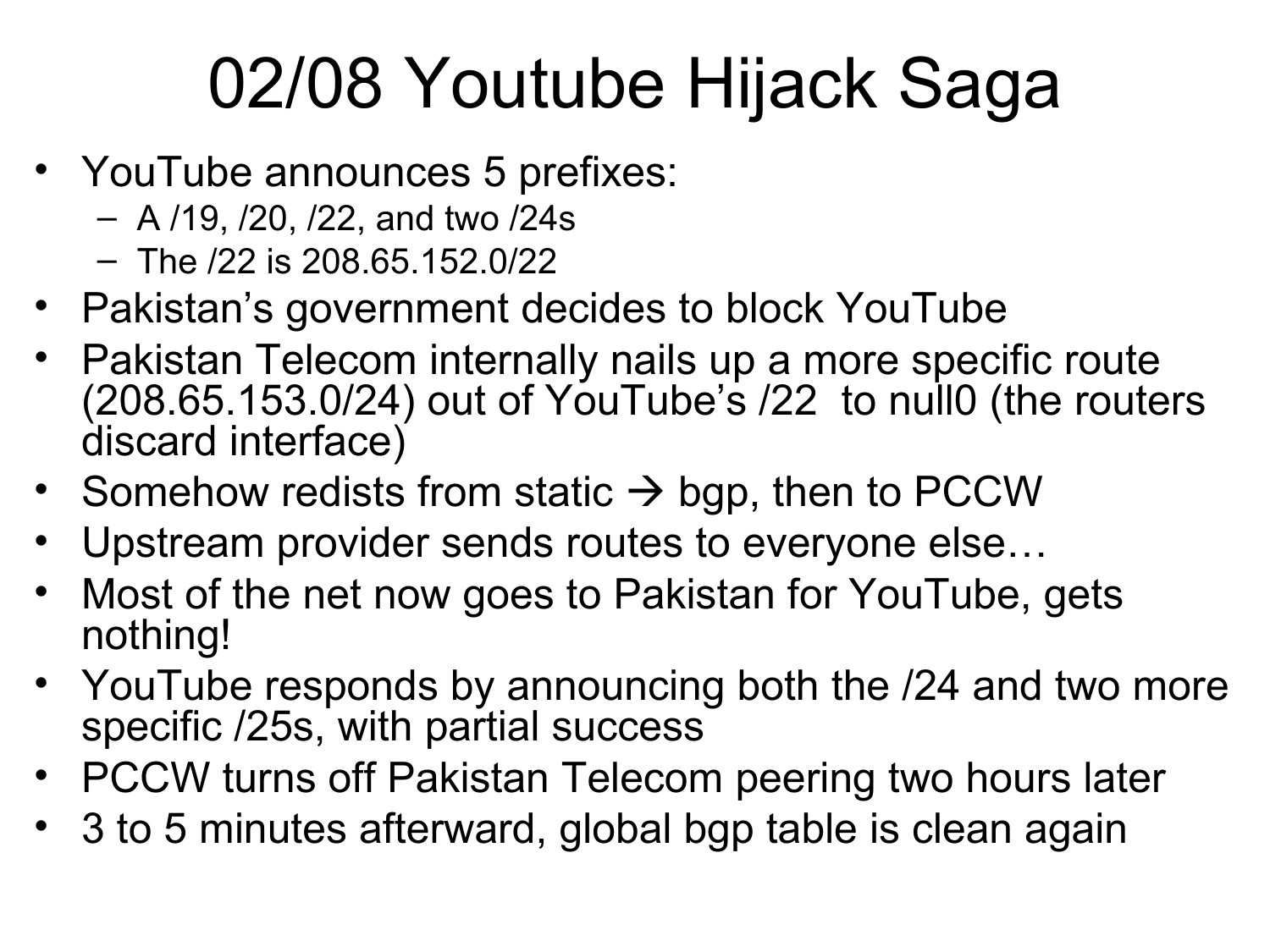# 02/08 Youtube Hijack Saga

- YouTube announces 5 prefixes:
  - A /19, /20, /22, and two /24s
  - The /22 is 208.65.152.0/22
- Pakistan's government decides to block YouTube
- Pakistan Telecom internally nails up a more specific route (208.65.153.0/24) out of YouTube's /22 to null0 (the routers discard interface)
- Somehow redists from static → bgp, then to PCCW
- Upstream provider sends routes to everyone else…
- Most of the net now goes to Pakistan for YouTube, gets nothing!
- YouTube responds by announcing both the /24 and two more specific /25s, with partial success
- PCCW turns off Pakistan Telecom peering two hours later
- 3 to 5 minutes afterward, global bgp table is clean again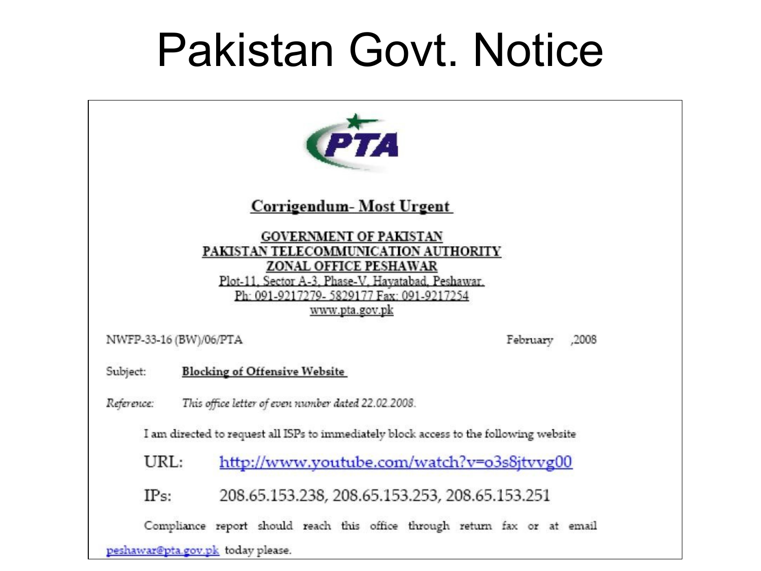# Pakistan Govt. Notice

PTA

**Corrigendum- Most Urgent**

GOVERNMENT OF PAKISTAN
PAKISTAN TELECOMMUNICATION AUTHORITY
ZONAL OFFICE PESHAWAR
Plot-11, Sector A-3, Phase-V, Hayatabad, Peshawar.
Ph: 091-9217279- 5829177 Fax: 091-9217254
www.pta.gov.pk

NWFP-33-16 (BW)/06/PTA February ,2008

Subject: **Blocking of Offensive Website**

*Reference: This office letter of even number dated 22.02.2008.*

I am directed to request all ISPs to immediately block access to the following website

URL: http://www.youtube.com/watch?v=o3s8jtvvg00

IPs: 208.65.153.238, 208.65.153.253, 208.65.153.251

Compliance report should reach this office through return fax or at email peshawar@pta.gov.pk today please.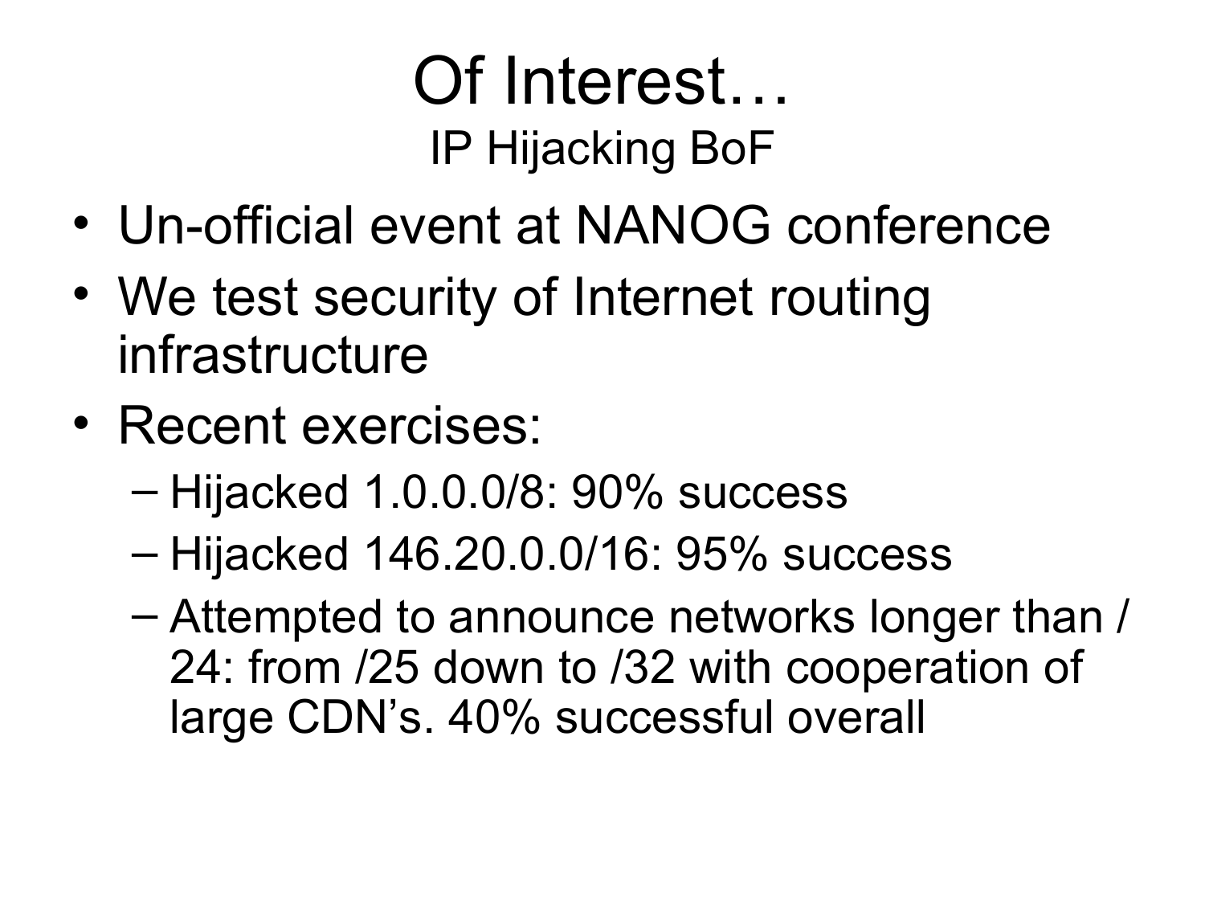# Of Interest…

## IP Hijacking BoF

- Un-official event at NANOG conference
- We test security of Internet routing infrastructure
- Recent exercises:
  - Hijacked 1.0.0.0/8: 90% success
  - Hijacked 146.20.0.0/16: 95% success
  - Attempted to announce networks longer than /24: from /25 down to /32 with cooperation of large CDN's. 40% successful overall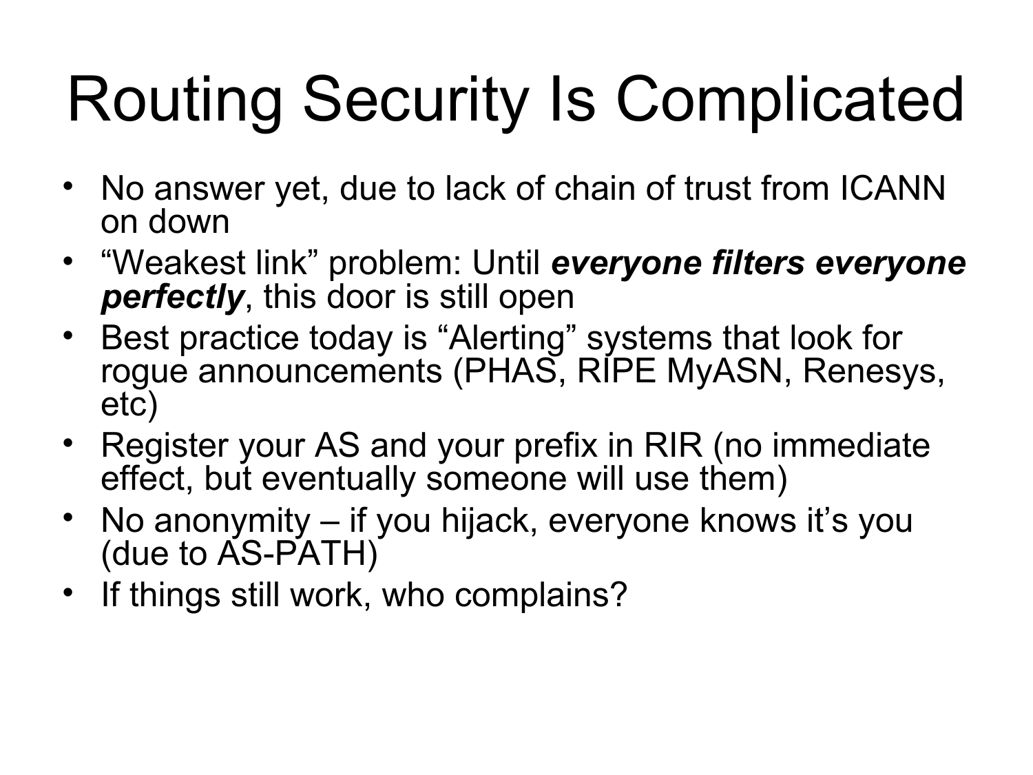# Routing Security Is Complicated

- No answer yet, due to lack of chain of trust from ICANN on down
- “Weakest link” problem: Until ***everyone filters everyone perfectly***, this door is still open
- Best practice today is “Alerting” systems that look for rogue announcements (PHAS, RIPE MyASN, Renesys, etc)
- Register your AS and your prefix in RIR (no immediate effect, but eventually someone will use them)
- No anonymity – if you hijack, everyone knows it’s you (due to AS-PATH)
- If things still work, who complains?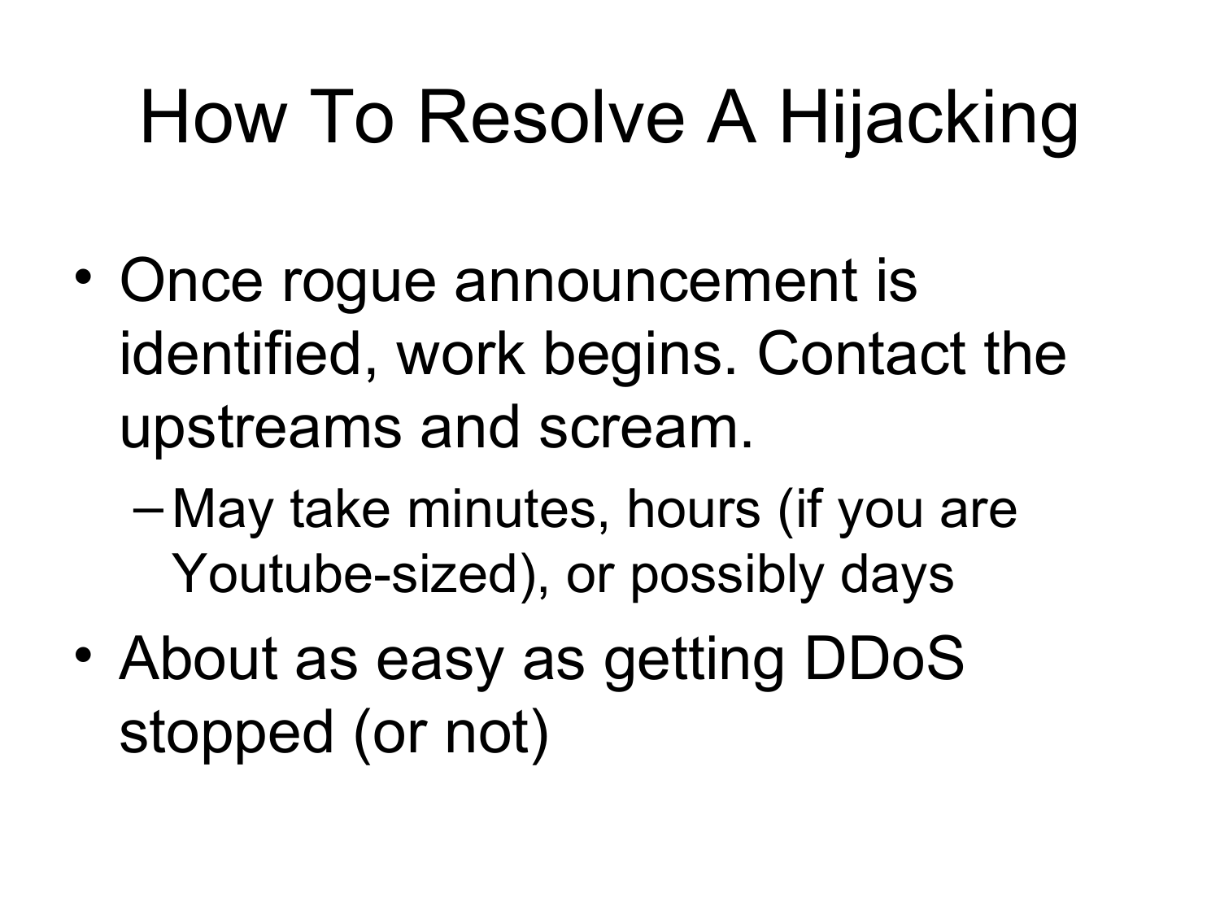# How To Resolve A Hijacking

- Once rogue announcement is identified, work begins. Contact the upstreams and scream.
  - May take minutes, hours (if you are Youtube-sized), or possibly days
- About as easy as getting DDoS stopped (or not)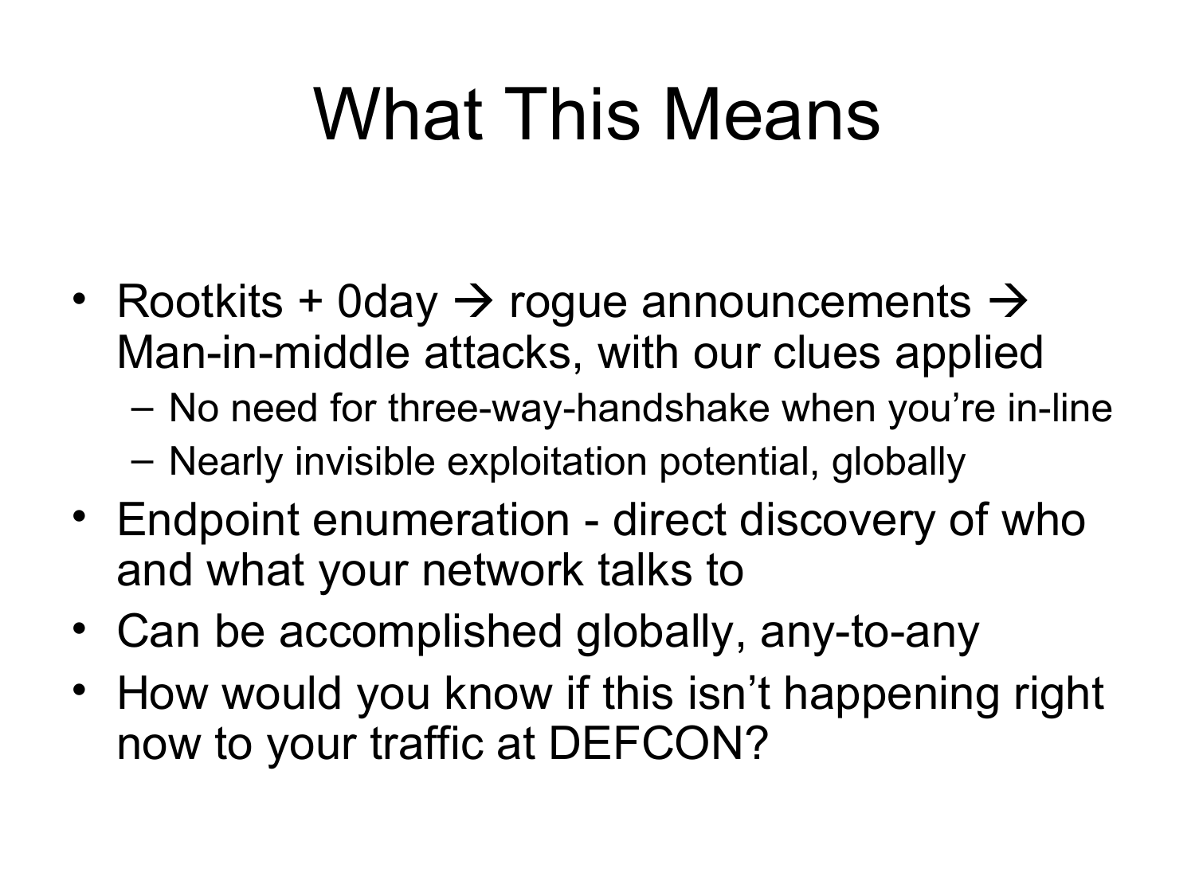# What This Means

- Rootkits + 0day → rogue announcements → Man-in-middle attacks, with our clues applied
  - No need for three-way-handshake when you're in-line
  - Nearly invisible exploitation potential, globally
- Endpoint enumeration - direct discovery of who and what your network talks to
- Can be accomplished globally, any-to-any
- How would you know if this isn't happening right now to your traffic at DEFCON?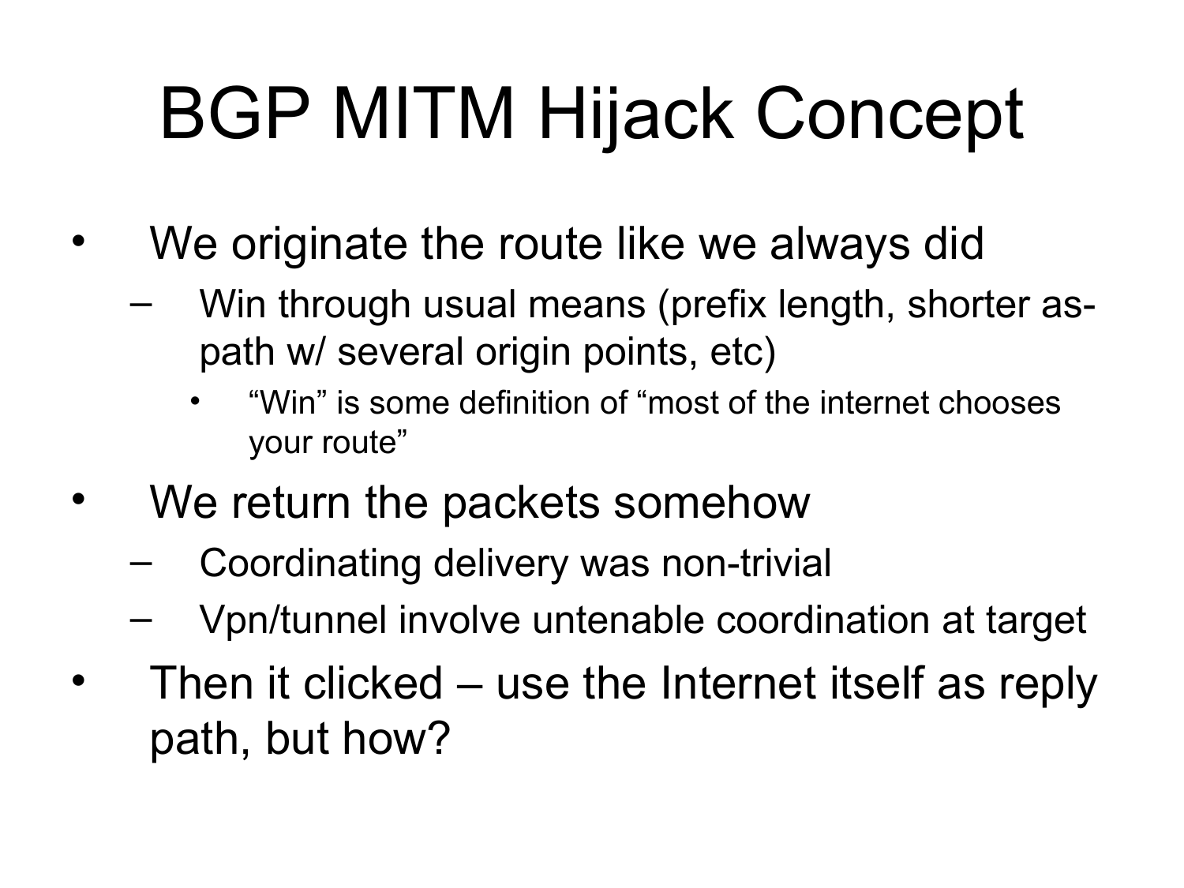# BGP MITM Hijack Concept

- We originate the route like we always did
  - Win through usual means (prefix length, shorter as-path w/ several origin points, etc)
    - "Win" is some definition of "most of the internet chooses your route"
- We return the packets somehow
  - Coordinating delivery was non-trivial
  - Vpn/tunnel involve untenable coordination at target
- Then it clicked – use the Internet itself as reply path, but how?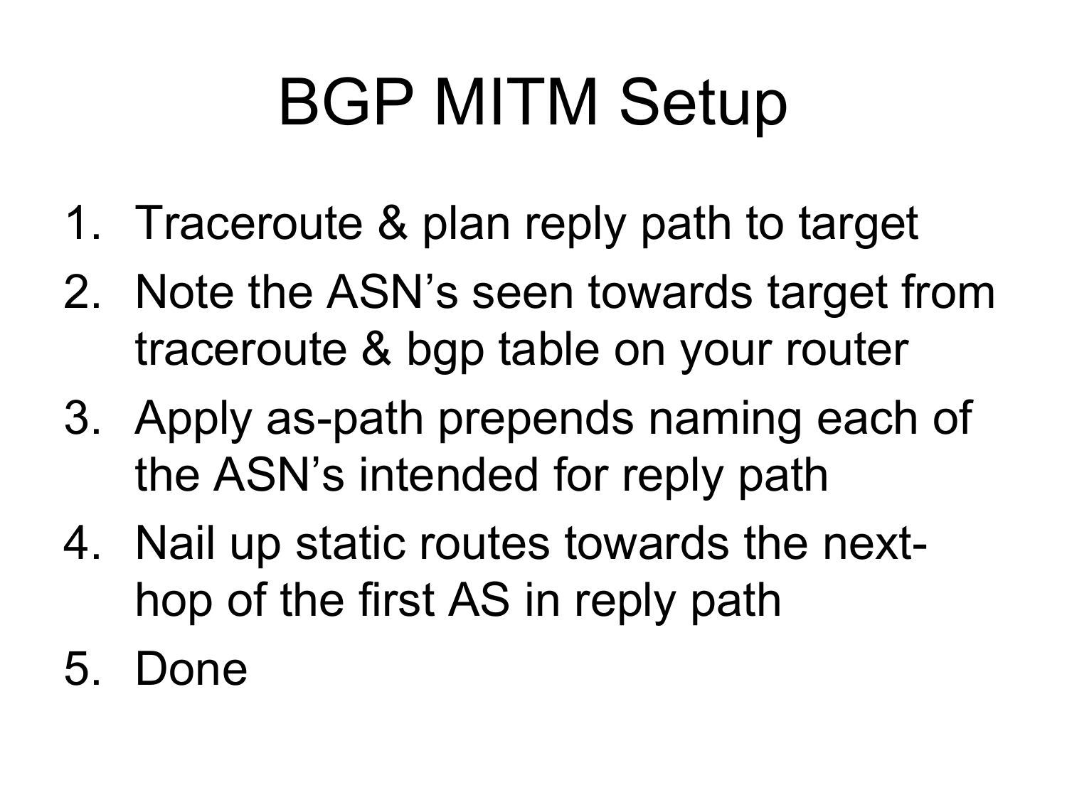# BGP MITM Setup

1. Traceroute & plan reply path to target
2. Note the ASN's seen towards target from traceroute & bgp table on your router
3. Apply as-path prepends naming each of the ASN's intended for reply path
4. Nail up static routes towards the next-hop of the first AS in reply path
5. Done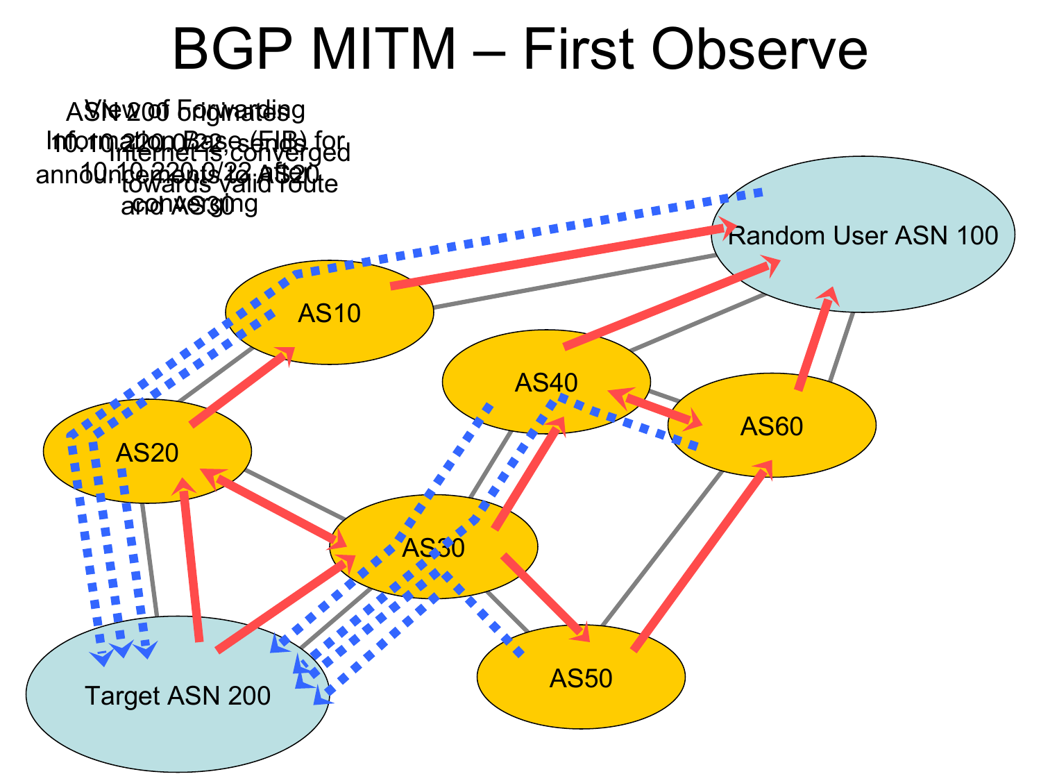# BGP MITM – First Observe

ASN 200 originates 10.10.220.0/22 & sends announcements to AS20 and AS30

View of Forwarding Information Base (FIB) for 10.10.220.0/22 after converging

Internet is converged towards valid route

Random User ASN 100

AS10

AS40

AS60

AS20

AS30

AS50

Target ASN 200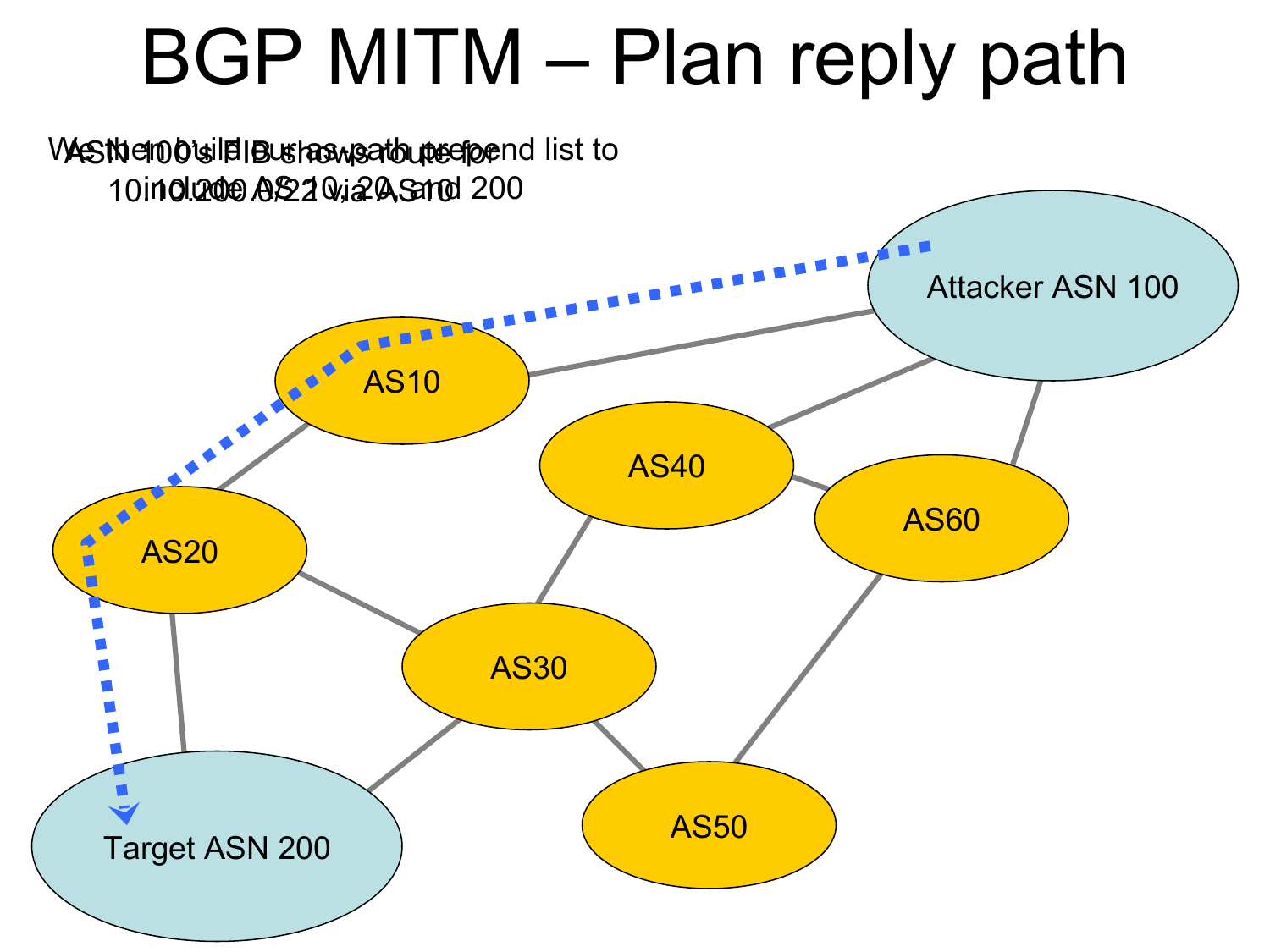# BGP MITM – Plan reply path

ASN 100's FIB shows route for 10.200.0.0/22 via AS10

We then build our as-path prepend list to include AS 10, 20 and 200

Attacker ASN 100

AS10

AS40

AS60

AS20

AS30

AS50

Target ASN 200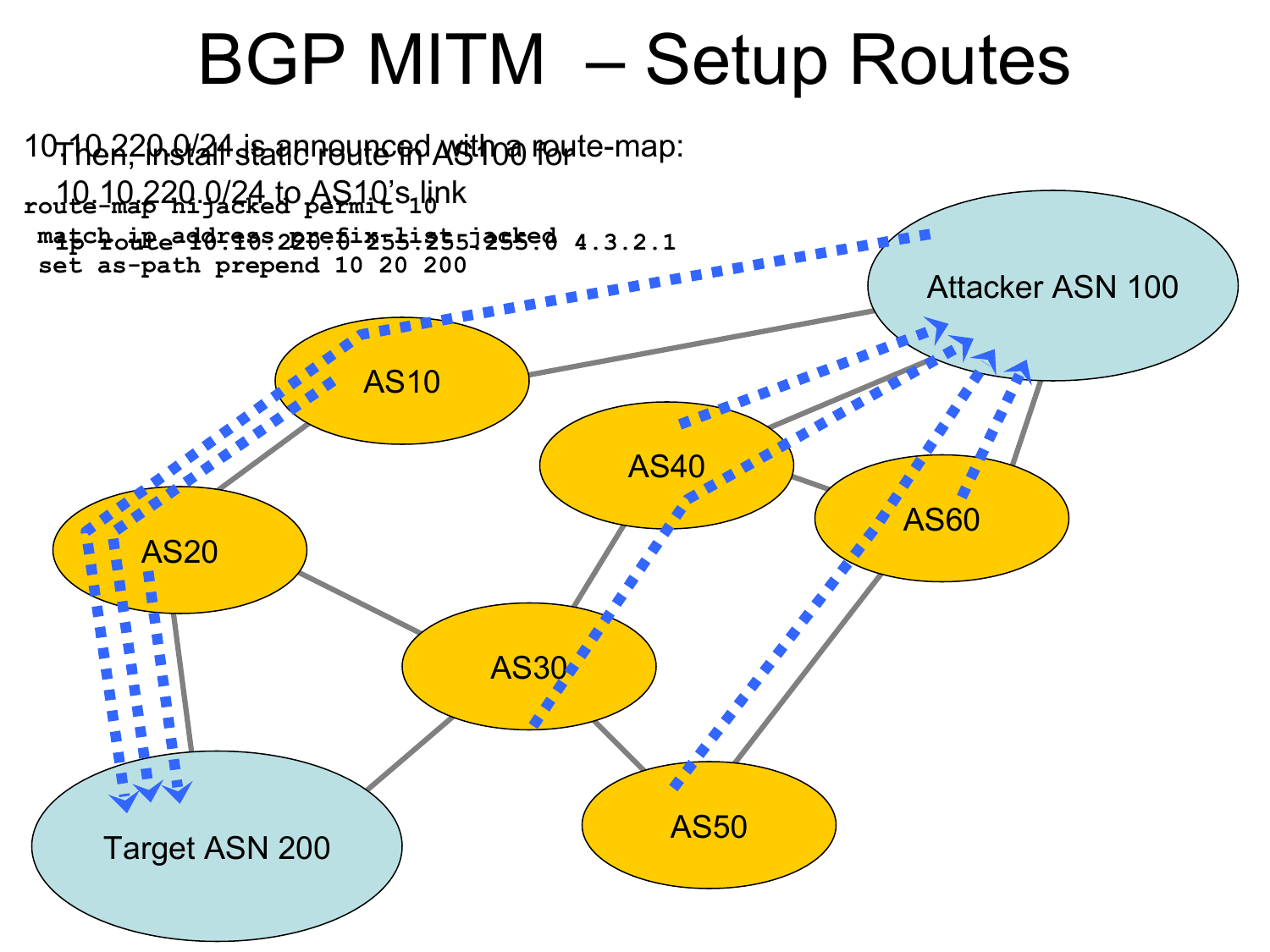# BGP MITM – Setup Routes

10.10.220.0/24 is announced with a route-map:

```
route-map hijacked permit 10
 match ip address prefix-list jacked
 set as-path prepend 10 20 200
```

Then, install static route in AS100 for 10.10.220.0/24 to AS10's link

```
ip route 10.10.220.0 255.255.255.0 4.3.2.1
```

Attacker ASN 100

AS10

AS40

AS60

AS20

AS30

AS50

Target ASN 200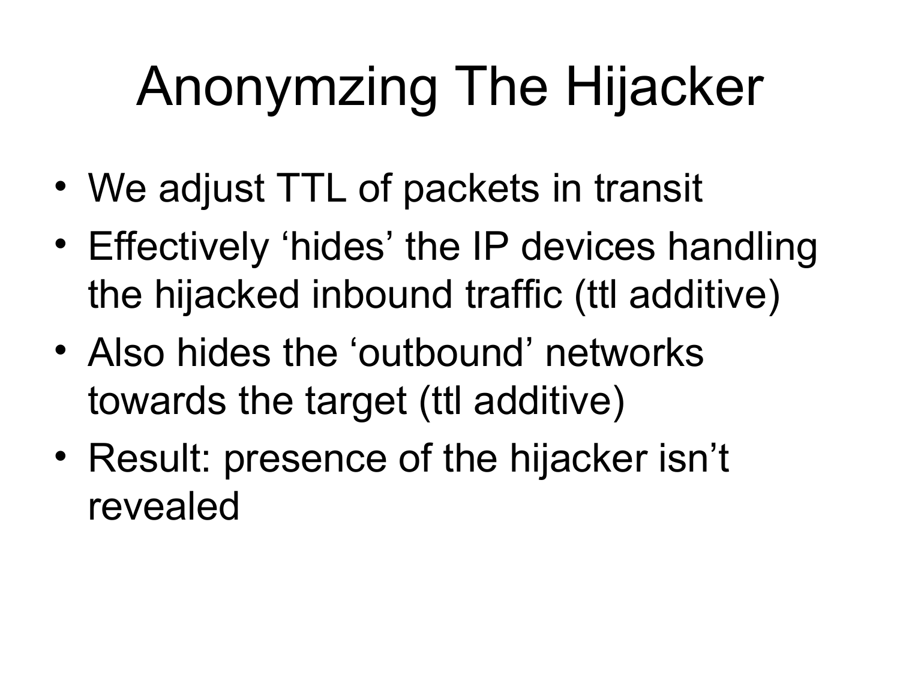# Anonymzing The Hijacker

- We adjust TTL of packets in transit
- Effectively ‘hides’ the IP devices handling the hijacked inbound traffic (ttl additive)
- Also hides the ‘outbound’ networks towards the target (ttl additive)
- Result: presence of the hijacker isn’t revealed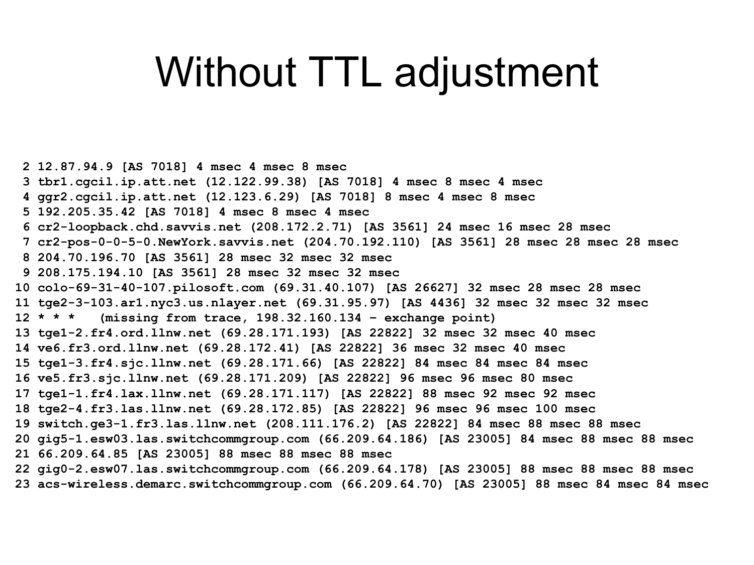# Without TTL adjustment

```
 2 12.87.94.9 [AS 7018] 4 msec 4 msec 8 msec
 3 tbr1.cgcil.ip.att.net (12.122.99.38) [AS 7018] 4 msec 8 msec 4 msec
 4 ggr2.cgcil.ip.att.net (12.123.6.29) [AS 7018] 8 msec 4 msec 8 msec
 5 192.205.35.42 [AS 7018] 4 msec 8 msec 4 msec
 6 cr2-loopback.chd.savvis.net (208.172.2.71) [AS 3561] 24 msec 16 msec 28 msec
 7 cr2-pos-0-0-5-0.NewYork.savvis.net (204.70.192.110) [AS 3561] 28 msec 28 msec 28 msec
 8 204.70.196.70 [AS 3561] 28 msec 32 msec 32 msec
 9 208.175.194.10 [AS 3561] 28 msec 32 msec 32 msec
10 colo-69-31-40-107.pilosoft.com (69.31.40.107) [AS 26627] 32 msec 28 msec 28 msec
11 tge2-3-103.ar1.nyc3.us.nlayer.net (69.31.95.97) [AS 4436] 32 msec 32 msec 32 msec
12 * * *   (missing from trace, 198.32.160.134 - exchange point)
13 tge1-2.fr4.ord.llnw.net (69.28.171.193) [AS 22822] 32 msec 32 msec 40 msec
14 ve6.fr3.ord.llnw.net (69.28.172.41) [AS 22822] 36 msec 32 msec 40 msec
15 tge1-3.fr4.sjc.llnw.net (69.28.171.66) [AS 22822] 84 msec 84 msec 84 msec
16 ve5.fr3.sjc.llnw.net (69.28.171.209) [AS 22822] 96 msec 96 msec 80 msec
17 tge1-1.fr4.lax.llnw.net (69.28.171.117) [AS 22822] 88 msec 92 msec 92 msec
18 tge2-4.fr3.las.llnw.net (69.28.172.85) [AS 22822] 96 msec 96 msec 100 msec
19 switch.ge3-1.fr3.las.llnw.net (208.111.176.2) [AS 22822] 84 msec 88 msec 88 msec
20 gig5-1.esw03.las.switchcommgroup.com (66.209.64.186) [AS 23005] 84 msec 88 msec 88 msec
21 66.209.64.85 [AS 23005] 88 msec 88 msec 88 msec
22 gig0-2.esw07.las.switchcommgroup.com (66.209.64.178) [AS 23005] 88 msec 88 msec 88 msec
23 acs-wireless.demarc.switchcommgroup.com (66.209.64.70) [AS 23005] 88 msec 84 msec 84 msec
```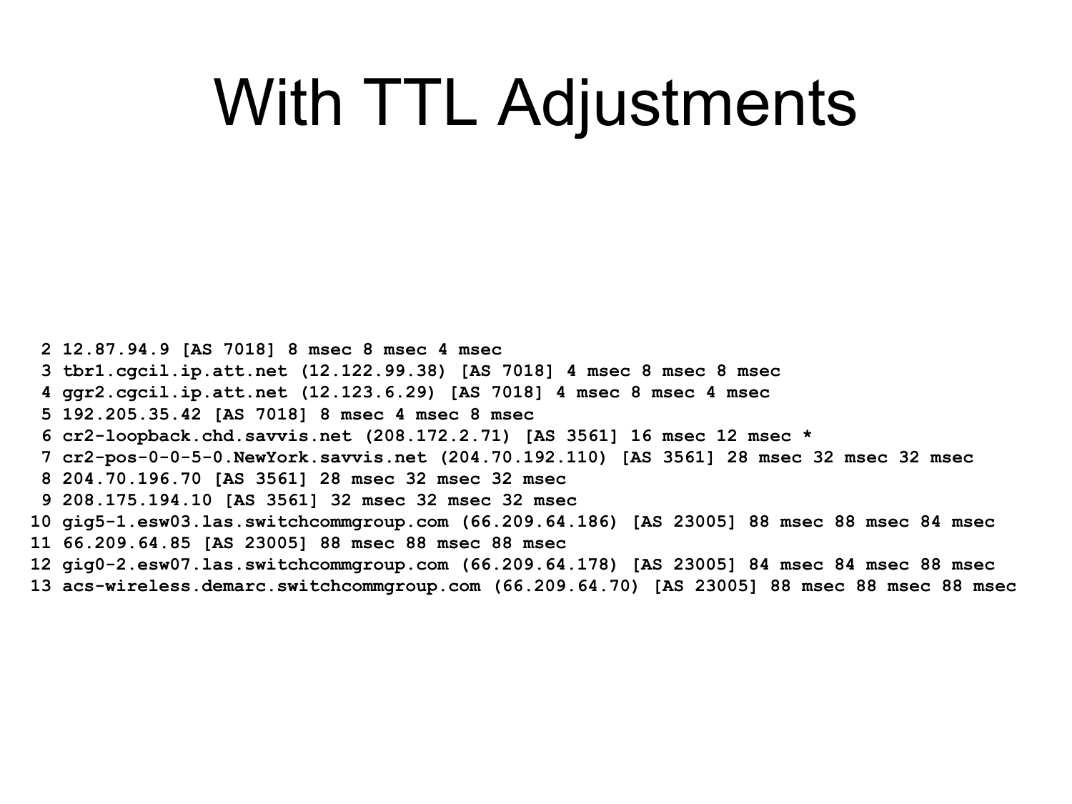# With TTL Adjustments

```
 2 12.87.94.9 [AS 7018] 8 msec 8 msec 4 msec
 3 tbr1.cgcil.ip.att.net (12.122.99.38) [AS 7018] 4 msec 8 msec 8 msec
 4 ggr2.cgcil.ip.att.net (12.123.6.29) [AS 7018] 4 msec 8 msec 4 msec
 5 192.205.35.42 [AS 7018] 8 msec 4 msec 8 msec
 6 cr2-loopback.chd.savvis.net (208.172.2.71) [AS 3561] 16 msec 12 msec *
 7 cr2-pos-0-0-5-0.NewYork.savvis.net (204.70.192.110) [AS 3561] 28 msec 32 msec 32 msec
 8 204.70.196.70 [AS 3561] 28 msec 32 msec 32 msec
 9 208.175.194.10 [AS 3561] 32 msec 32 msec 32 msec
10 gig5-1.esw03.las.switchcommgroup.com (66.209.64.186) [AS 23005] 88 msec 88 msec 84 msec
11 66.209.64.85 [AS 23005] 88 msec 88 msec 88 msec
12 gig0-2.esw07.las.switchcommgroup.com (66.209.64.178) [AS 23005] 84 msec 84 msec 88 msec
13 acs-wireless.demarc.switchcommgroup.com (66.209.64.70) [AS 23005] 88 msec 88 msec 88 msec
```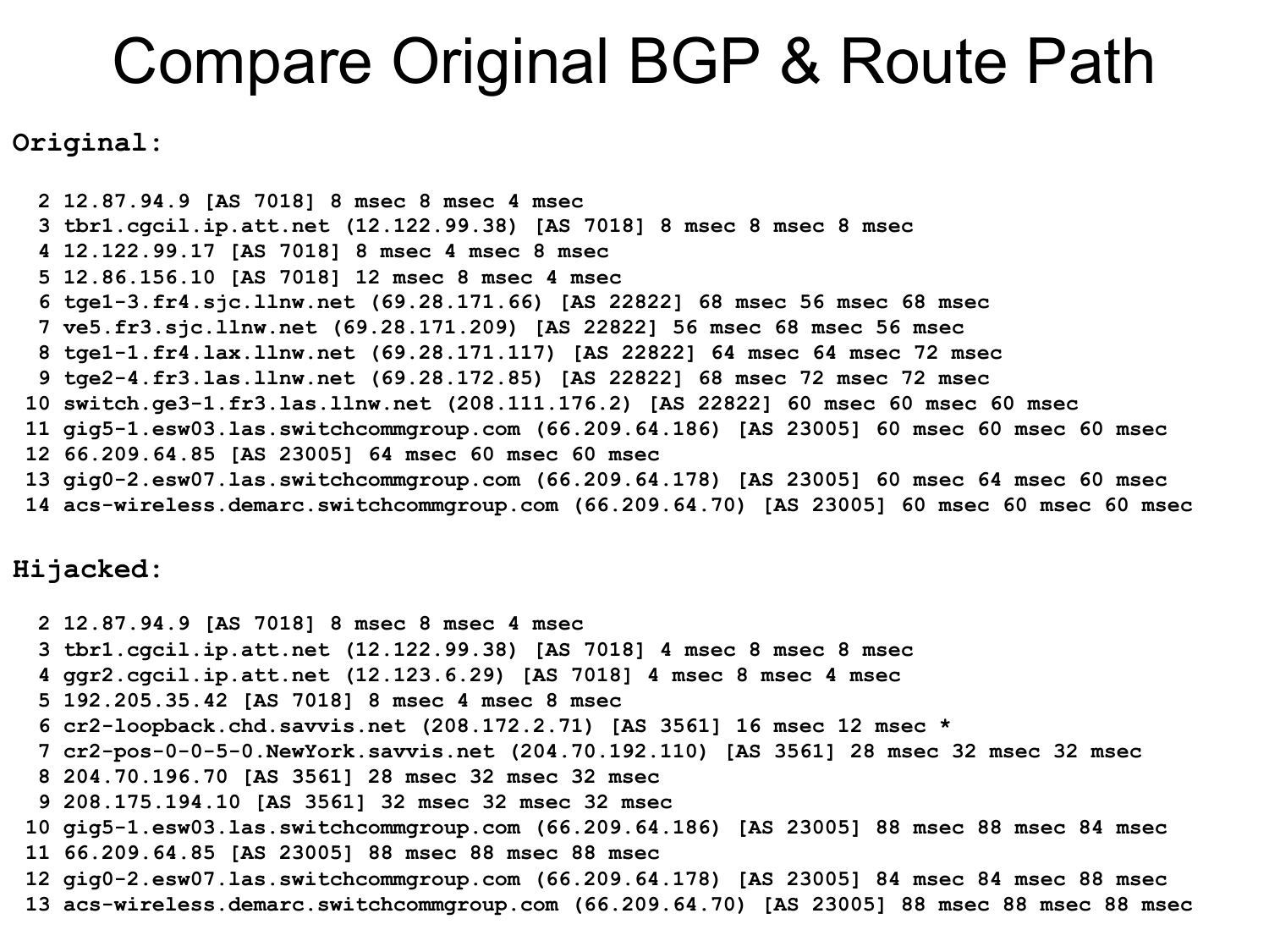# Compare Original BGP & Route Path

**Original:**

```
  2 12.87.94.9 [AS 7018] 8 msec 8 msec 4 msec
  3 tbr1.cgcil.ip.att.net (12.122.99.38) [AS 7018] 8 msec 8 msec 8 msec
  4 12.122.99.17 [AS 7018] 8 msec 4 msec 8 msec
  5 12.86.156.10 [AS 7018] 12 msec 8 msec 4 msec
  6 tge1-3.fr4.sjc.llnw.net (69.28.171.66) [AS 22822] 68 msec 56 msec 68 msec
  7 ve5.fr3.sjc.llnw.net (69.28.171.209) [AS 22822] 56 msec 68 msec 56 msec
  8 tge1-1.fr4.lax.llnw.net (69.28.171.117) [AS 22822] 64 msec 64 msec 72 msec
  9 tge2-4.fr3.las.llnw.net (69.28.172.85) [AS 22822] 68 msec 72 msec 72 msec
 10 switch.ge3-1.fr3.las.llnw.net (208.111.176.2) [AS 22822] 60 msec 60 msec 60 msec
 11 gig5-1.esw03.las.switchcommgroup.com (66.209.64.186) [AS 23005] 60 msec 60 msec 60 msec
 12 66.209.64.85 [AS 23005] 64 msec 60 msec 60 msec
 13 gig0-2.esw07.las.switchcommgroup.com (66.209.64.178) [AS 23005] 60 msec 64 msec 60 msec
 14 acs-wireless.demarc.switchcommgroup.com (66.209.64.70) [AS 23005] 60 msec 60 msec 60 msec
```

**Hijacked:**

```
  2 12.87.94.9 [AS 7018] 8 msec 8 msec 4 msec
  3 tbr1.cgcil.ip.att.net (12.122.99.38) [AS 7018] 4 msec 8 msec 8 msec
  4 ggr2.cgcil.ip.att.net (12.123.6.29) [AS 7018] 4 msec 8 msec 4 msec
  5 192.205.35.42 [AS 7018] 8 msec 4 msec 8 msec
  6 cr2-loopback.chd.savvis.net (208.172.2.71) [AS 3561] 16 msec 12 msec *
  7 cr2-pos-0-0-5-0.NewYork.savvis.net (204.70.192.110) [AS 3561] 28 msec 32 msec 32 msec
  8 204.70.196.70 [AS 3561] 28 msec 32 msec 32 msec
  9 208.175.194.10 [AS 3561] 32 msec 32 msec 32 msec
 10 gig5-1.esw03.las.switchcommgroup.com (66.209.64.186) [AS 23005] 88 msec 88 msec 84 msec
 11 66.209.64.85 [AS 23005] 88 msec 88 msec 88 msec
 12 gig0-2.esw07.las.switchcommgroup.com (66.209.64.178) [AS 23005] 84 msec 84 msec 88 msec
 13 acs-wireless.demarc.switchcommgroup.com (66.209.64.70) [AS 23005] 88 msec 88 msec 88 msec
```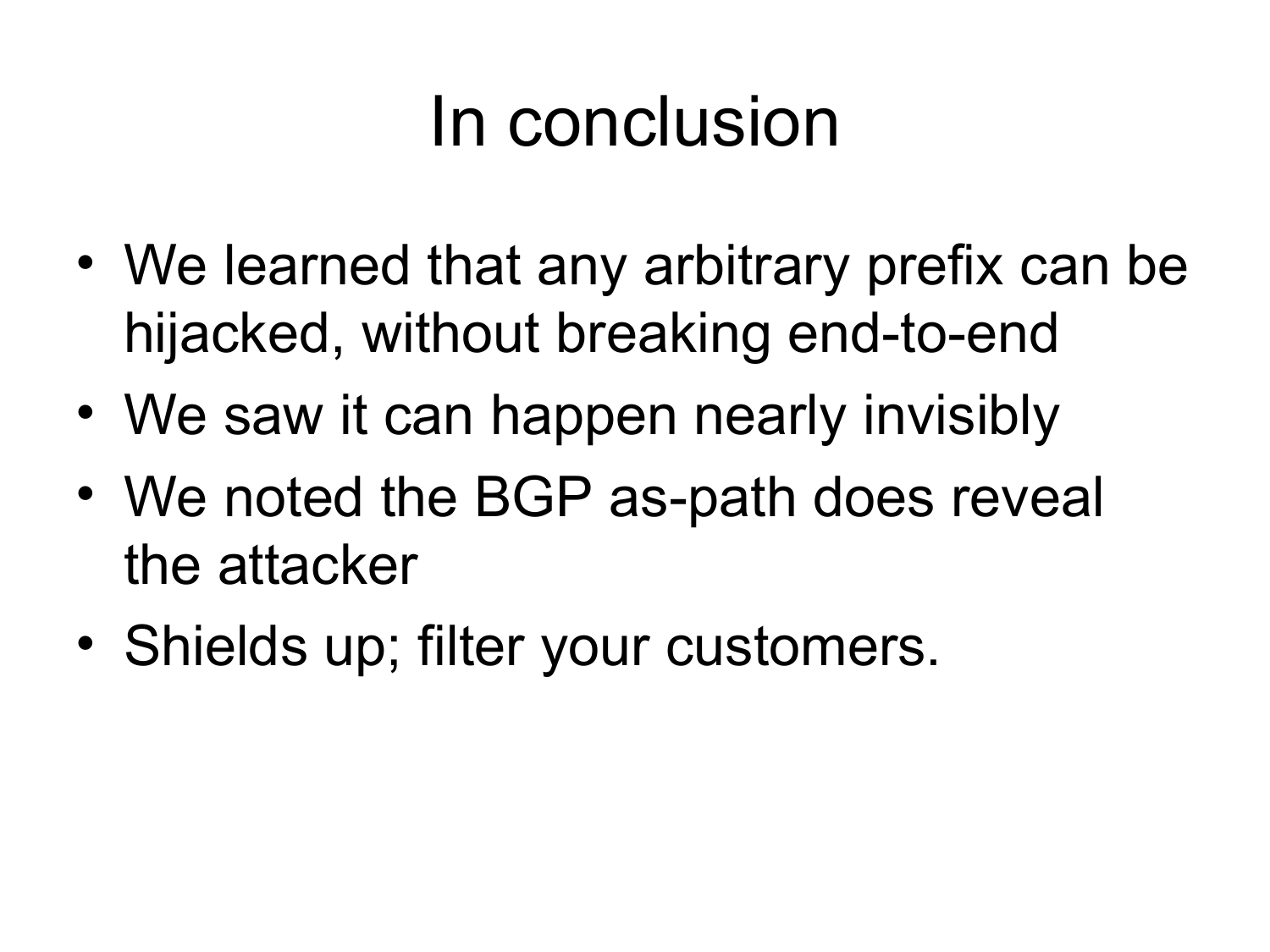# In conclusion

- We learned that any arbitrary prefix can be hijacked, without breaking end-to-end
- We saw it can happen nearly invisibly
- We noted the BGP as-path does reveal the attacker
- Shields up; filter your customers.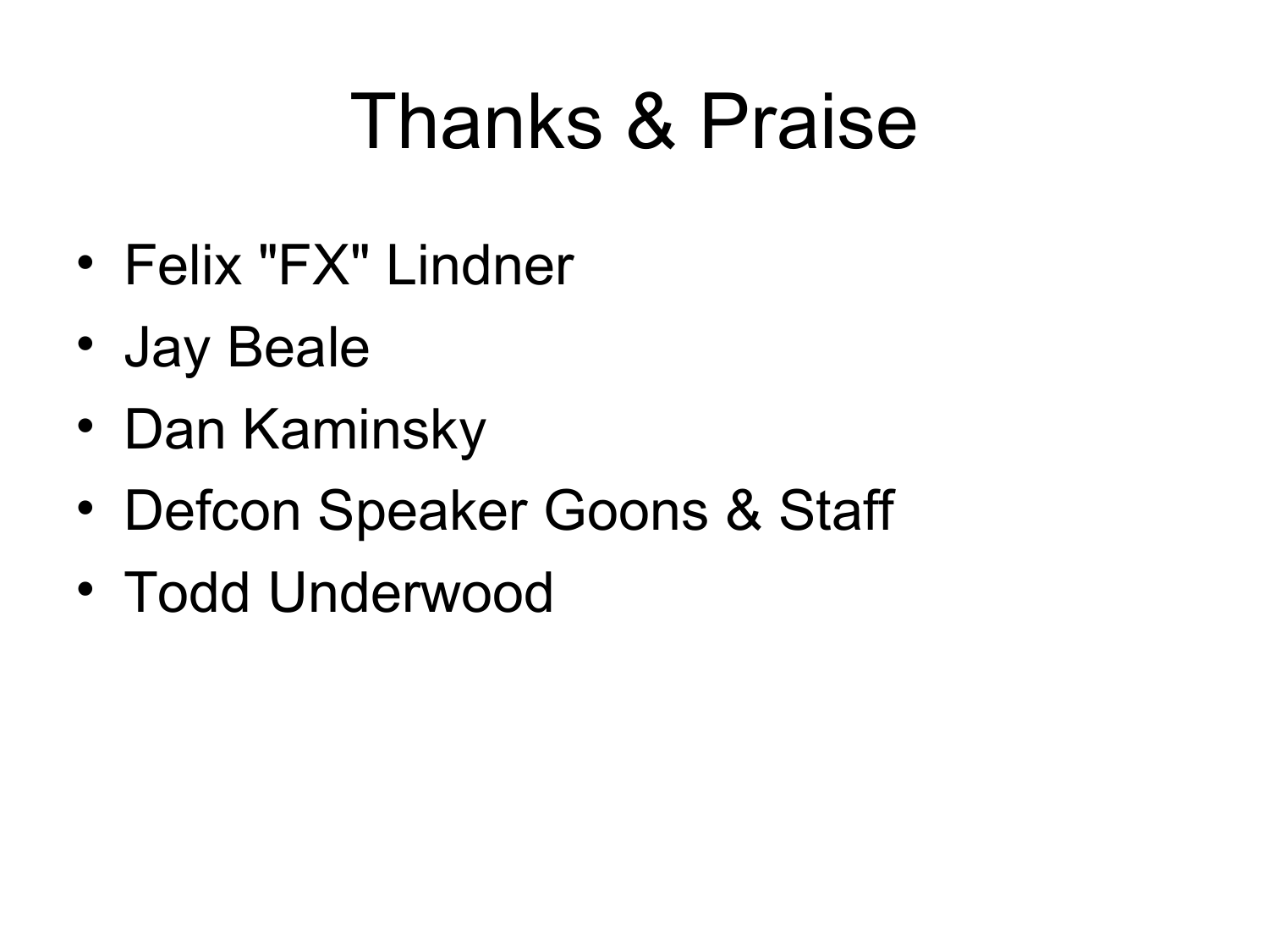# Thanks & Praise

- Felix "FX" Lindner
- Jay Beale
- Dan Kaminsky
- Defcon Speaker Goons & Staff
- Todd Underwood